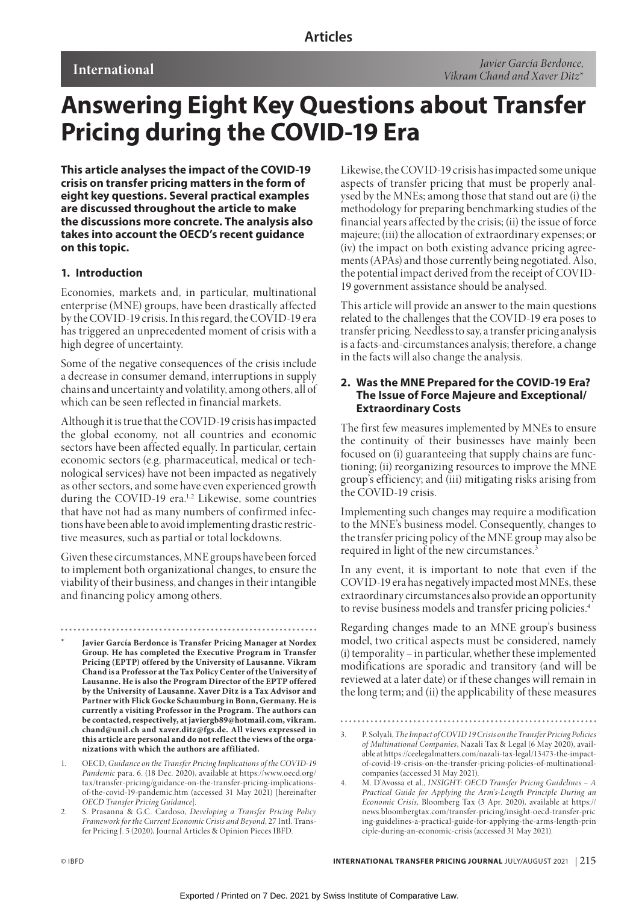Articles

International

*Javier García Berdonce, Vikram Chand and Xaver Ditz**

# Answering Eight Key Questions about Transfer Pricing during the COVID-19 Era

**This article analyses the impact of the COVID-19 crisis on transfer pricing matters in the form of eight key questions. Several practical examples are discussed throughout the article to make the discussions more concrete. The analysis also takes into account the OECD's recent guidance on this topic.**

## 1. Introduction

Economies, markets and, in particular, multinational enterprise (MNE) groups, have been drastically affected by the COVID-19 crisis. In this regard, the COVID-19 era has triggered an unprecedented moment of crisis with a high degree of uncertainty.

Some of the negative consequences of the crisis include a decrease in consumer demand, interruptions in supply chains and uncertainty and volatility, among others, all of which can be seen reflected in financial markets.

Although it is true that the COVID-19 crisis has impacted the global economy, not all countries and economic sectors have been affected equally. In particular, certain economic sectors (e.g. pharmaceutical, medical or technological services) have not been impacted as negatively as other sectors, and some have even experienced growth during the COVID-19 era.[1,2] Likewise, some countries that have not had as many numbers of confirmed infections have been able to avoid implementing drastic restrictive measures, such as partial or total lockdowns.

Given these circumstances, MNE groups have been forced to implement both organizational changes, to ensure the viability of their business, and changes in their intangible and financing policy among others.

Likewise, the COVID-19 crisis has impacted some unique aspects of transfer pricing that must be properly analysed by the MNEs; among those that stand out are (i) the methodology for preparing benchmarking studies of the financial years affected by the crisis; (ii) the issue of force majeure; (iii) the allocation of extraordinary expenses; or (iv) the impact on both existing advance pricing agreements (APAs) and those currently being negotiated. Also, the potential impact derived from the receipt of COVID-19 government assistance should be analysed.

This article will provide an answer to the main questions related to the challenges that the COVID-19 era poses to transfer pricing. Needless to say, a transfer pricing analysis is a facts-and-circumstances analysis; therefore, a change in the facts will also change the analysis.

## 2. Was the MNE Prepared for the COVID-19 Era? The Issue of Force Majeure and Exceptional/Extraordinary Costs

The first few measures implemented by MNEs to ensure the continuity of their businesses have mainly been focused on (i) guaranteeing that supply chains are functioning; (ii) reorganizing resources to improve the MNE group's efficiency; and (iii) mitigating risks arising from the COVID-19 crisis.

Implementing such changes may require a modification to the MNE's business model. Consequently, changes to the transfer pricing policy of the MNE group may also be required in light of the new circumstances.[3]

In any event, it is important to note that even if the COVID-19 era has negatively impacted most MNEs, these extraordinary circumstances also provide an opportunity to revise business models and transfer pricing policies.[4]

Regarding changes made to an MNE group's business model, two critical aspects must be considered, namely (i) temporality – in particular, whether these implemented modifications are sporadic and transitory (and will be reviewed at a later date) or if these changes will remain in the long term; and (ii) the applicability of these measures

---

\* **Javier García Berdonce is Transfer Pricing Manager at Nordex Group. He has completed the Executive Program in Transfer Pricing (EPTP) offered by the University of Lausanne. Vikram Chand is a Professor at the Tax Policy Center of the University of Lausanne. He is also the Program Director of the EPTP offered by the University of Lausanne. Xaver Ditz is a Tax Advisor and Partner with Flick Gocke Schaumburg in Bonn, Germany. He is currently a visiting Professor in the Program. The authors can be contacted, respectively, at javiergb89@hotmail.com, vikram.chand@unil.ch and xaver.ditz@fgs.de. All views expressed in this article are personal and do not reflect the views of the organizations with which the authors are affiliated.**

1. OECD, *Guidance on the Transfer Pricing Implications of the COVID-19 Pandemic* para. 6. (18 Dec. 2020), available at https://www.oecd.org/tax/transfer-pricing/guidance-on-the-transfer-pricing-implications-of-the-covid-19-pandemic.htm (accessed 31 May 2021) [hereinafter *OECD Transfer Pricing Guidance*].
2. S. Prasanna & G.C. Cardoso, *Developing a Transfer Pricing Policy Framework for the Current Economic Crisis and Beyond*, 27 Intl. Transfer Pricing J. 5 (2020), Journal Articles & Opinion Pieces IBFD.
3. P. Solyali, *The Impact of COVID 19 Crisis on the Transfer Pricing Policies of Multinational Companies*, Nazali Tax & Legal (6 May 2020), available at https://ceelegalmatters.com/nazali-tax-legal/13473-the-impact-of-covid-19-crisis-on-the-transfer-pricing-policies-of-multinational-companies (accessed 31 May 2021).
4. M. D'Avossa et al., *INSIGHT: OECD Transfer Pricing Guidelines – A Practical Guide for Applying the Arm's-Length Principle During an Economic Crisis*, Bloomberg Tax (3 Apr. 2020), available at https://news.bloombergtax.com/transfer-pricing/insight-oecd-transfer-pricing-guidelines-a-practical-guide-for-applying-the-arms-length-principle-during-an-economic-crisis (accessed 31 May 2021).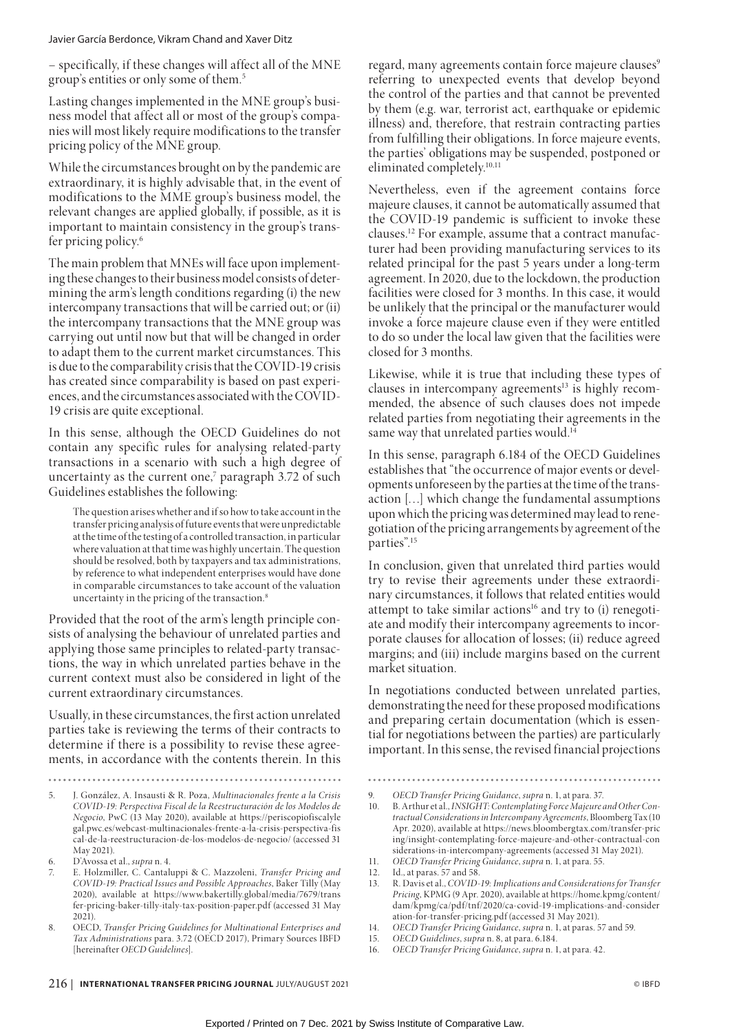– specifically, if these changes will affect all of the MNE group's entities or only some of them.[5]

Lasting changes implemented in the MNE group's business model that affect all or most of the group's companies will most likely require modifications to the transfer pricing policy of the MNE group.

While the circumstances brought on by the pandemic are extraordinary, it is highly advisable that, in the event of modifications to the MME group's business model, the relevant changes are applied globally, if possible, as it is important to maintain consistency in the group's transfer pricing policy.[6]

The main problem that MNEs will face upon implementing these changes to their business model consists of determining the arm's length conditions regarding (i) the new intercompany transactions that will be carried out; or (ii) the intercompany transactions that the MNE group was carrying out until now but that will be changed in order to adapt them to the current market circumstances. This is due to the comparability crisis that the COVID-19 crisis has created since comparability is based on past experiences, and the circumstances associated with the COVID-19 crisis are quite exceptional.

In this sense, although the OECD Guidelines do not contain any specific rules for analysing related-party transactions in a scenario with such a high degree of uncertainty as the current one,[7] paragraph 3.72 of such Guidelines establishes the following:

> The question arises whether and if so how to take account in the transfer pricing analysis of future events that were unpredictable at the time of the testing of a controlled transaction, in particular where valuation at that time was highly uncertain. The question should be resolved, both by taxpayers and tax administrations, by reference to what independent enterprises would have done in comparable circumstances to take account of the valuation uncertainty in the pricing of the transaction.[8]

Provided that the root of the arm's length principle consists of analysing the behaviour of unrelated parties and applying those same principles to related-party transactions, the way in which unrelated parties behave in the current context must also be considered in light of the current extraordinary circumstances.

Usually, in these circumstances, the first action unrelated parties take is reviewing the terms of their contracts to determine if there is a possibility to revise these agreements, in accordance with the contents therein. In this regard, many agreements contain force majeure clauses[9] referring to unexpected events that develop beyond the control of the parties and that cannot be prevented by them (e.g. war, terrorist act, earthquake or epidemic illness) and, therefore, that restrain contracting parties from fulfilling their obligations. In force majeure events, the parties' obligations may be suspended, postponed or eliminated completely.[10,11]

Nevertheless, even if the agreement contains force majeure clauses, it cannot be automatically assumed that the COVID-19 pandemic is sufficient to invoke these clauses.[12] For example, assume that a contract manufacturer had been providing manufacturing services to its related principal for the past 5 years under a long-term agreement. In 2020, due to the lockdown, the production facilities were closed for 3 months. In this case, it would be unlikely that the principal or the manufacturer would invoke a force majeure clause even if they were entitled to do so under the local law given that the facilities were closed for 3 months.

Likewise, while it is true that including these types of clauses in intercompany agreements[13] is highly recommended, the absence of such clauses does not impede related parties from negotiating their agreements in the same way that unrelated parties would.[14]

In this sense, paragraph 6.184 of the OECD Guidelines establishes that "the occurrence of major events or developments unforeseen by the parties at the time of the transaction [...] which change the fundamental assumptions upon which the pricing was determined may lead to renegotiation of the pricing arrangements by agreement of the parties".[15]

In conclusion, given that unrelated third parties would try to revise their agreements under these extraordinary circumstances, it follows that related entities would attempt to take similar actions[16] and try to (i) renegotiate and modify their intercompany agreements to incorporate clauses for allocation of losses; (ii) reduce agreed margins; and (iii) include margins based on the current market situation.

In negotiations conducted between unrelated parties, demonstrating the need for these proposed modifications and preparing certain documentation (which is essential for negotiations between the parties) are particularly important. In this sense, the revised financial projections

---

5. J. González, A. Insausti & R. Poza, *Multinacionales frente a la Crisis COVID-19: Perspectiva Fiscal de la Reestructuración de los Modelos de Negocio*, PwC (13 May 2020), available at https://periscopiofiscalylegal.pwc.es/webcast-multinacionales-frente-a-la-crisis-perspectiva-fiscal-de-la-reestructuracion-de-los-modelos-de-negocio/ (accessed 31 May 2021).
6. D'Avossa et al., *supra* n. 4.
7. E. Holzmiller, C. Cantaluppi & C. Mazzoleni, *Transfer Pricing and COVID-19: Practical Issues and Possible Approaches*, Baker Tilly (May 2020), available at https://www.bakertilly.global/media/7679/transfer-pricing-baker-tilly-italy-tax-position-paper.pdf (accessed 31 May 2021).
8. OECD, *Transfer Pricing Guidelines for Multinational Enterprises and Tax Administrations* para. 3.72 (OECD 2017), Primary Sources IBFD [hereinafter *OECD Guidelines*].
9. *OECD Transfer Pricing Guidance*, *supra* n. 1, at para. 37.
10. B. Arthur et al., *INSIGHT: Contemplating Force Majeure and Other Contractual Considerations in Intercompany Agreements*, Bloomberg Tax (10 Apr. 2020), available at https://news.bloombergtax.com/transfer-pricing/insight-contemplating-force-majeure-and-other-contractual-considerations-in-intercompany-agreements (accessed 31 May 2021).
11. *OECD Transfer Pricing Guidance*, *supra* n. 1, at para. 55.
12. Id., at paras. 57 and 58.
13. R. Davis et al., *COVID-19: Implications and Considerations for Transfer Pricing*, KPMG (9 Apr. 2020), available at https://home.kpmg/content/dam/kpmg/ca/pdf/tnf/2020/ca-covid-19-implications-and-consideration-for-transfer-pricing.pdf (accessed 31 May 2021).
14. *OECD Transfer Pricing Guidance*, *supra* n. 1, at paras. 57 and 59.
15. *OECD Guidelines*, *supra* n. 8, at para. 6.184.
16. *OECD Transfer Pricing Guidance*, *supra* n. 1, at para. 42.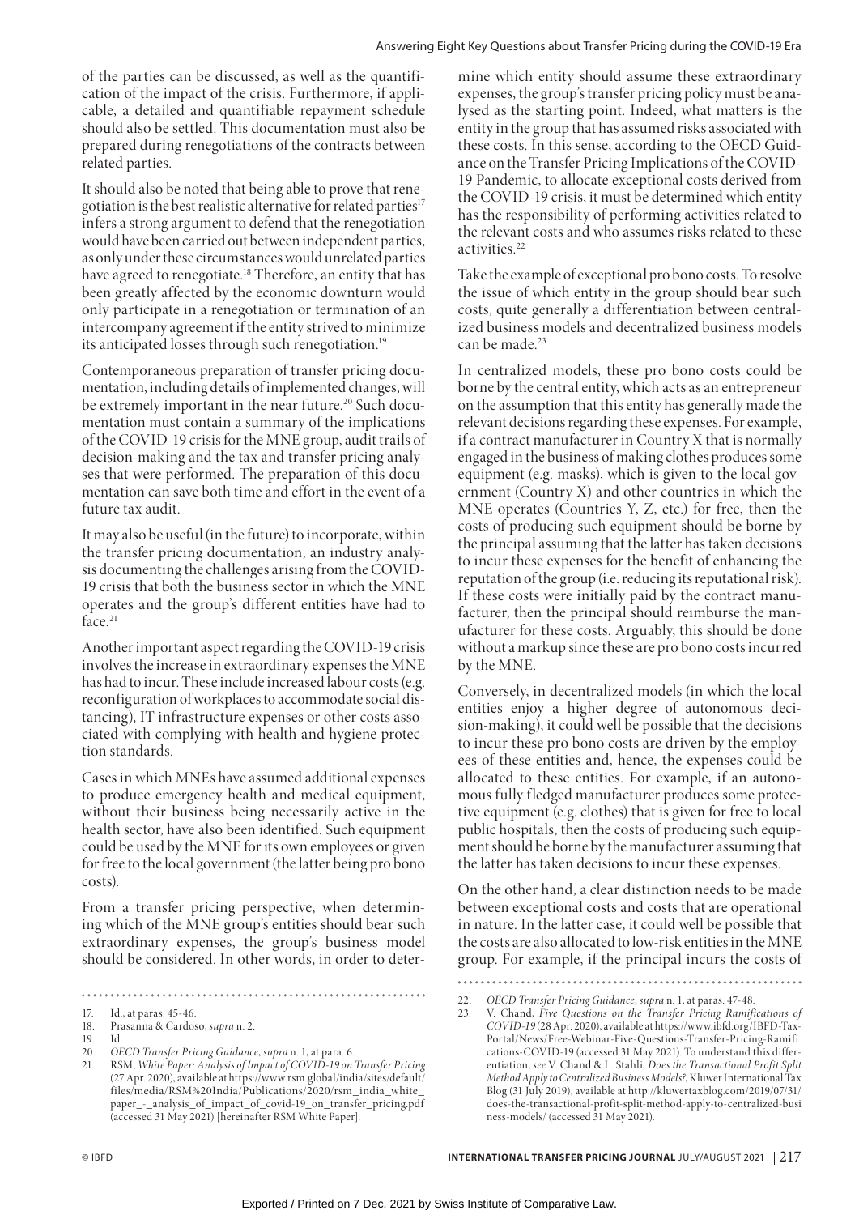of the parties can be discussed, as well as the quantification of the impact of the crisis. Furthermore, if applicable, a detailed and quantifiable repayment schedule should also be settled. This documentation must also be prepared during renegotiations of the contracts between related parties.

It should also be noted that being able to prove that renegotiation is the best realistic alternative for related parties[17] infers a strong argument to defend that the renegotiation would have been carried out between independent parties, as only under these circumstances would unrelated parties have agreed to renegotiate.[18] Therefore, an entity that has been greatly affected by the economic downturn would only participate in a renegotiation or termination of an intercompany agreement if the entity strived to minimize its anticipated losses through such renegotiation.[19]

Contemporaneous preparation of transfer pricing documentation, including details of implemented changes, will be extremely important in the near future.[20] Such documentation must contain a summary of the implications of the COVID-19 crisis for the MNE group, audit trails of decision-making and the tax and transfer pricing analyses that were performed. The preparation of this documentation can save both time and effort in the event of a future tax audit.

It may also be useful (in the future) to incorporate, within the transfer pricing documentation, an industry analysis documenting the challenges arising from the COVID-19 crisis that both the business sector in which the MNE operates and the group's different entities have had to face.[21]

Another important aspect regarding the COVID-19 crisis involves the increase in extraordinary expenses the MNE has had to incur. These include increased labour costs (e.g. reconfiguration of workplaces to accommodate social distancing), IT infrastructure expenses or other costs associated with complying with health and hygiene protection standards.

Cases in which MNEs have assumed additional expenses to produce emergency health and medical equipment, without their business being necessarily active in the health sector, have also been identified. Such equipment could be used by the MNE for its own employees or given for free to the local government (the latter being pro bono costs).

From a transfer pricing perspective, when determining which of the MNE group's entities should bear such extraordinary expenses, the group's business model should be considered. In other words, in order to determine which entity should assume these extraordinary expenses, the group's transfer pricing policy must be analysed as the starting point. Indeed, what matters is the entity in the group that has assumed risks associated with these costs. In this sense, according to the OECD Guidance on the Transfer Pricing Implications of the COVID-19 Pandemic, to allocate exceptional costs derived from the COVID-19 crisis, it must be determined which entity has the responsibility of performing activities related to the relevant costs and who assumes risks related to these activities.[22]

Take the example of exceptional pro bono costs. To resolve the issue of which entity in the group should bear such costs, quite generally a differentiation between centralized business models and decentralized business models can be made.[23]

In centralized models, these pro bono costs could be borne by the central entity, which acts as an entrepreneur on the assumption that this entity has generally made the relevant decisions regarding these expenses. For example, if a contract manufacturer in Country X that is normally engaged in the business of making clothes produces some equipment (e.g. masks), which is given to the local government (Country X) and other countries in which the MNE operates (Countries Y, Z, etc.) for free, then the costs of producing such equipment should be borne by the principal assuming that the latter has taken decisions to incur these expenses for the benefit of enhancing the reputation of the group (i.e. reducing its reputational risk). If these costs were initially paid by the contract manufacturer, then the principal should reimburse the manufacturer for these costs. Arguably, this should be done without a markup since these are pro bono costs incurred by the MNE.

Conversely, in decentralized models (in which the local entities enjoy a higher degree of autonomous decision-making), it could well be possible that the decisions to incur these pro bono costs are driven by the employees of these entities and, hence, the expenses could be allocated to these entities. For example, if an autonomous fully fledged manufacturer produces some protective equipment (e.g. clothes) that is given for free to local public hospitals, then the costs of producing such equipment should be borne by the manufacturer assuming that the latter has taken decisions to incur these expenses.

On the other hand, a clear distinction needs to be made between exceptional costs and costs that are operational in nature. In the latter case, it could well be possible that the costs are also allocated to low-risk entities in the MNE group. For example, if the principal incurs the costs of

---

17. Id., at paras. 45-46.
18. Prasanna & Cardoso, *supra* n. 2.
19. Id.
20. *OECD Transfer Pricing Guidance*, *supra* n. 1, at para. 6.
21. RSM, *White Paper: Analysis of Impact of COVID-19 on Transfer Pricing* (27 Apr. 2020), available at https://www.rsm.global/india/sites/default/files/media/RSM%20India/Publications/2020/rsm_india_white_paper_-_analysis_of_impact_of_covid-19_on_transfer_pricing.pdf (accessed 31 May 2021) [hereinafter RSM White Paper].
22. *OECD Transfer Pricing Guidance*, *supra* n. 1, at paras. 47-48.
23. V. Chand, *Five Questions on the Transfer Pricing Ramifications of COVID-19* (28 Apr. 2020), available at https://www.ibfd.org/IBFD-Tax-Portal/News/Free-Webinar-Five-Questions-Transfer-Pricing-Ramifications-COVID-19 (accessed 31 May 2021). To understand this differentiation, *see* V. Chand & L. Stahli, *Does the Transactional Profit Split Method Apply to Centralized Business Models?*, Kluwer International Tax Blog (31 July 2019), available at http://kluwertaxblog.com/2019/07/31/does-the-transactional-profit-split-method-apply-to-centralized-business-models/ (accessed 31 May 2021).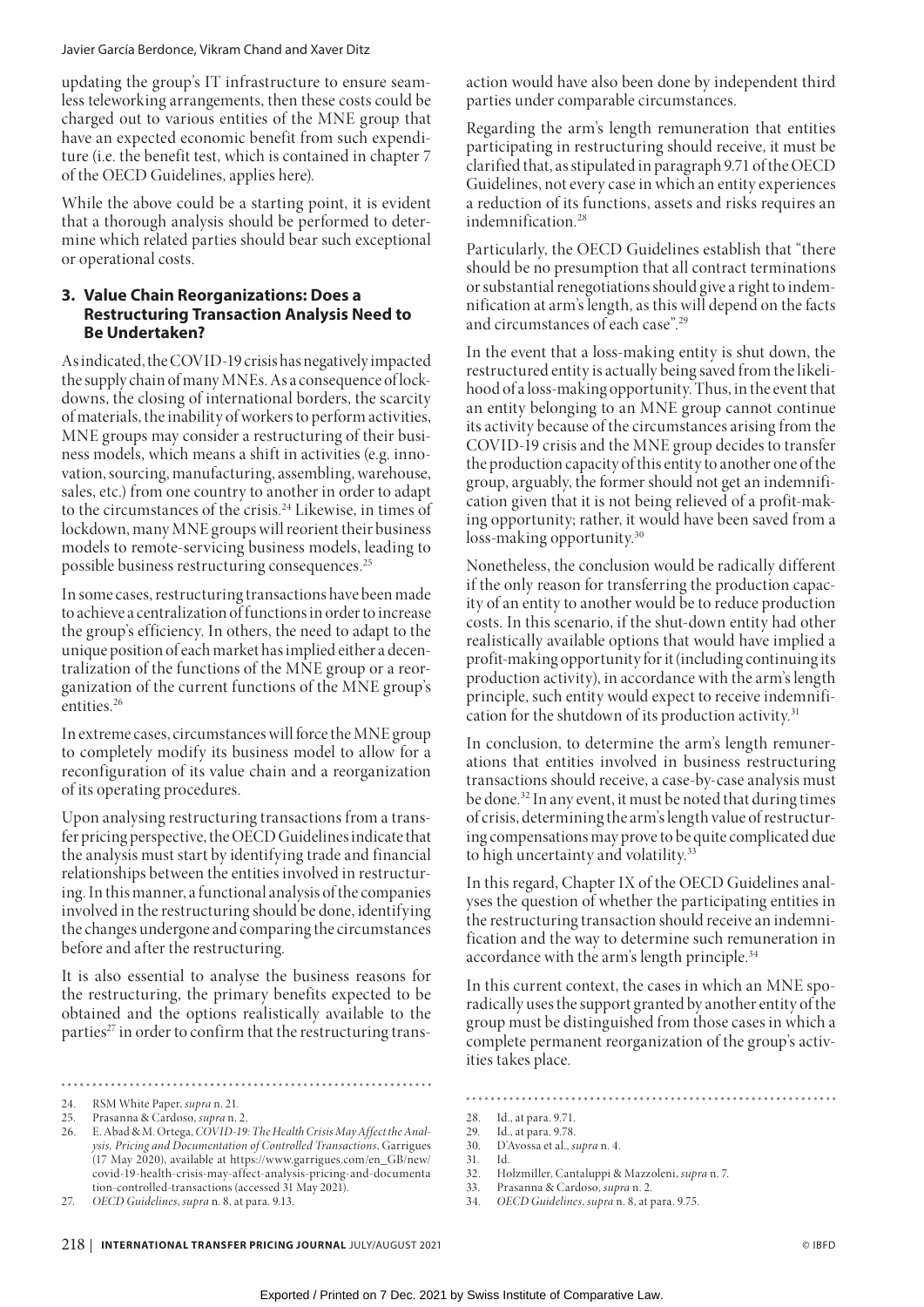updating the group's IT infrastructure to ensure seamless teleworking arrangements, then these costs could be charged out to various entities of the MNE group that have an expected economic benefit from such expenditure (i.e. the benefit test, which is contained in chapter 7 of the OECD Guidelines, applies here).

While the above could be a starting point, it is evident that a thorough analysis should be performed to determine which related parties should bear such exceptional or operational costs.

## 3. Value Chain Reorganizations: Does a Restructuring Transaction Analysis Need to Be Undertaken?

As indicated, the COVID-19 crisis has negatively impacted the supply chain of many MNEs. As a consequence of lockdowns, the closing of international borders, the scarcity of materials, the inability of workers to perform activities, MNE groups may consider a restructuring of their business models, which means a shift in activities (e.g. innovation, sourcing, manufacturing, assembling, warehouse, sales, etc.) from one country to another in order to adapt to the circumstances of the crisis.[24] Likewise, in times of lockdown, many MNE groups will reorient their business models to remote-servicing business models, leading to possible business restructuring consequences.[25]

In some cases, restructuring transactions have been made to achieve a centralization of functions in order to increase the group's efficiency. In others, the need to adapt to the unique position of each market has implied either a decentralization of the functions of the MNE group or a reorganization of the current functions of the MNE group's entities.[26]

In extreme cases, circumstances will force the MNE group to completely modify its business model to allow for a reconfiguration of its value chain and a reorganization of its operating procedures.

Upon analysing restructuring transactions from a transfer pricing perspective, the OECD Guidelines indicate that the analysis must start by identifying trade and financial relationships between the entities involved in restructuring. In this manner, a functional analysis of the companies involved in the restructuring should be done, identifying the changes undergone and comparing the circumstances before and after the restructuring.

It is also essential to analyse the business reasons for the restructuring, the primary benefits expected to be obtained and the options realistically available to the parties[27] in order to confirm that the restructuring transaction would have also been done by independent third parties under comparable circumstances.

Regarding the arm's length remuneration that entities participating in restructuring should receive, it must be clarified that, as stipulated in paragraph 9.71 of the OECD Guidelines, not every case in which an entity experiences a reduction of its functions, assets and risks requires an indemnification.[28]

Particularly, the OECD Guidelines establish that "there should be no presumption that all contract terminations or substantial renegotiations should give a right to indemnification at arm's length, as this will depend on the facts and circumstances of each case".[29]

In the event that a loss-making entity is shut down, the restructured entity is actually being saved from the likelihood of a loss-making opportunity. Thus, in the event that an entity belonging to an MNE group cannot continue its activity because of the circumstances arising from the COVID-19 crisis and the MNE group decides to transfer the production capacity of this entity to another one of the group, arguably, the former should not get an indemnification given that it is not being relieved of a profit-making opportunity; rather, it would have been saved from a loss-making opportunity.[30]

Nonetheless, the conclusion would be radically different if the only reason for transferring the production capacity of an entity to another would be to reduce production costs. In this scenario, if the shut-down entity had other realistically available options that would have implied a profit-making opportunity for it (including continuing its production activity), in accordance with the arm's length principle, such entity would expect to receive indemnification for the shutdown of its production activity.[31]

In conclusion, to determine the arm's length remunerations that entities involved in business restructuring transactions should receive, a case-by-case analysis must be done.[32] In any event, it must be noted that during times of crisis, determining the arm's length value of restructuring compensations may prove to be quite complicated due to high uncertainty and volatility.[33]

In this regard, Chapter IX of the OECD Guidelines analyses the question of whether the participating entities in the restructuring transaction should receive an indemnification and the way to determine such remuneration in accordance with the arm's length principle.[34]

In this current context, the cases in which an MNE sporadically uses the support granted by another entity of the group must be distinguished from those cases in which a complete permanent reorganization of the group's activities takes place.

---

24. RSM White Paper, *supra* n. 21.
25. Prasanna & Cardoso, *supra* n. 2.
26. E. Abad & M. Ortega, *COVID-19: The Health Crisis May Affect the Analysis, Pricing and Documentation of Controlled Transactions*, Garrigues (17 May 2020), available at https://www.garrigues.com/en_GB/new/covid-19-health-crisis-may-affect-analysis-pricing-and-documentation-controlled-transactions (accessed 31 May 2021).
27. *OECD Guidelines*, *supra* n. 8, at para. 9.13.
28. Id., at para. 9.71.
29. Id., at para. 9.78.
30. D'Avossa et al., *supra* n. 4.
31. Id.
32. Holzmiller, Cantaluppi & Mazzoleni, *supra* n. 7.
33. Prasanna & Cardoso, *supra* n. 2.
34. *OECD Guidelines*, *supra* n. 8, at para. 9.75.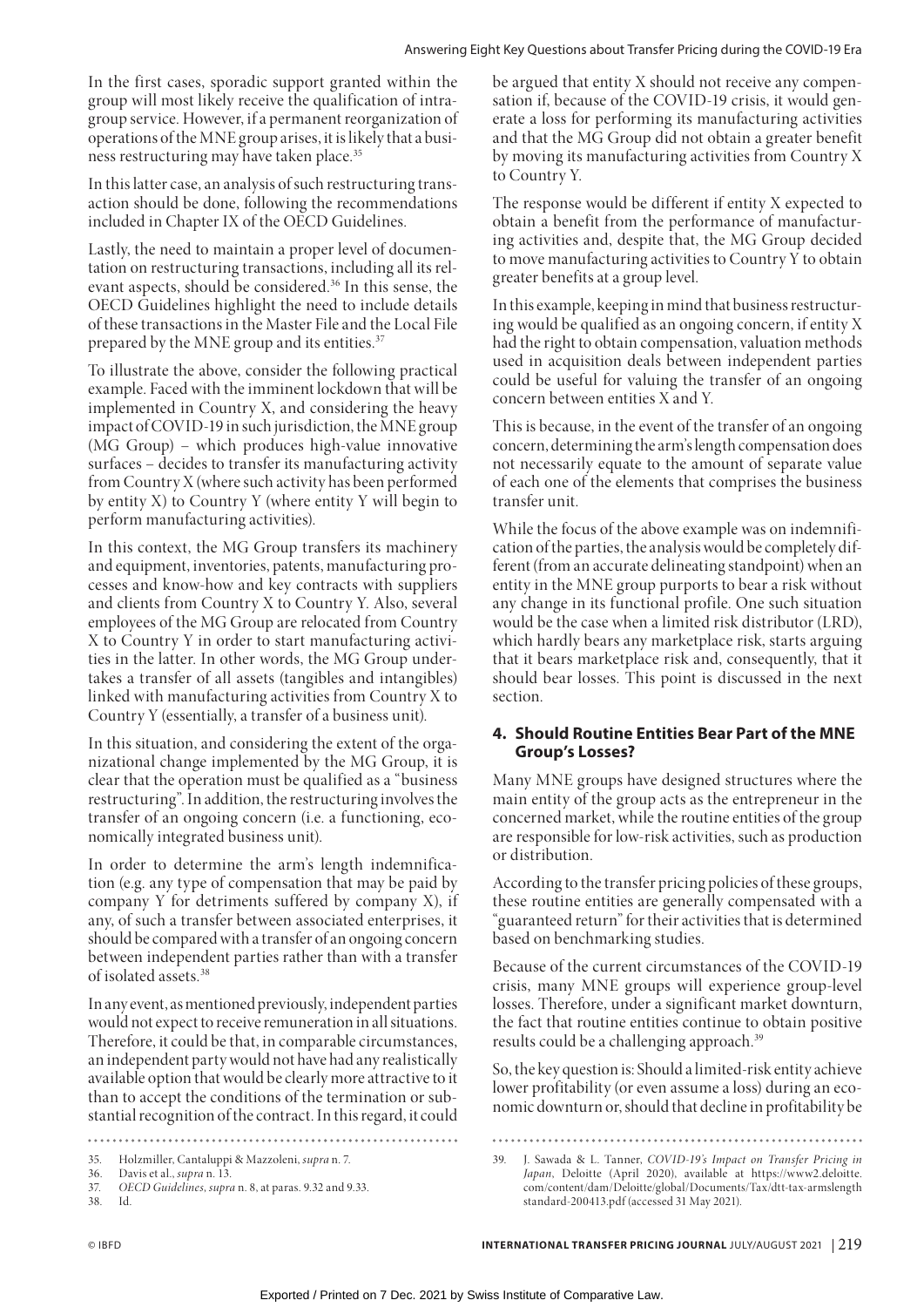In the first cases, sporadic support granted within the group will most likely receive the qualification of intra-group service. However, if a permanent reorganization of operations of the MNE group arises, it is likely that a business restructuring may have taken place.[35]

In this latter case, an analysis of such restructuring transaction should be done, following the recommendations included in Chapter IX of the OECD Guidelines.

Lastly, the need to maintain a proper level of documentation on restructuring transactions, including all its relevant aspects, should be considered.[36] In this sense, the OECD Guidelines highlight the need to include details of these transactions in the Master File and the Local File prepared by the MNE group and its entities.[37]

To illustrate the above, consider the following practical example. Faced with the imminent lockdown that will be implemented in Country X, and considering the heavy impact of COVID-19 in such jurisdiction, the MNE group (MG Group) – which produces high-value innovative surfaces – decides to transfer its manufacturing activity from Country X (where such activity has been performed by entity X) to Country Y (where entity Y will begin to perform manufacturing activities).

In this context, the MG Group transfers its machinery and equipment, inventories, patents, manufacturing processes and know-how and key contracts with suppliers and clients from Country X to Country Y. Also, several employees of the MG Group are relocated from Country X to Country Y in order to start manufacturing activities in the latter. In other words, the MG Group undertakes a transfer of all assets (tangibles and intangibles) linked with manufacturing activities from Country X to Country Y (essentially, a transfer of a business unit).

In this situation, and considering the extent of the organizational change implemented by the MG Group, it is clear that the operation must be qualified as a "business restructuring". In addition, the restructuring involves the transfer of an ongoing concern (i.e. a functioning, economically integrated business unit).

In order to determine the arm's length indemnification (e.g. any type of compensation that may be paid by company Y for detriments suffered by company X), if any, of such a transfer between associated enterprises, it should be compared with a transfer of an ongoing concern between independent parties rather than with a transfer of isolated assets.[38]

In any event, as mentioned previously, independent parties would not expect to receive remuneration in all situations. Therefore, it could be that, in comparable circumstances, an independent party would not have had any realistically available option that would be clearly more attractive to it than to accept the conditions of the termination or substantial recognition of the contract. In this regard, it could be argued that entity X should not receive any compensation if, because of the COVID-19 crisis, it would generate a loss for performing its manufacturing activities and that the MG Group did not obtain a greater benefit by moving its manufacturing activities from Country X to Country Y.

The response would be different if entity X expected to obtain a benefit from the performance of manufacturing activities and, despite that, the MG Group decided to move manufacturing activities to Country Y to obtain greater benefits at a group level.

In this example, keeping in mind that business restructuring would be qualified as an ongoing concern, if entity X had the right to obtain compensation, valuation methods used in acquisition deals between independent parties could be useful for valuing the transfer of an ongoing concern between entities X and Y.

This is because, in the event of the transfer of an ongoing concern, determining the arm's length compensation does not necessarily equate to the amount of separate value of each one of the elements that comprises the business transfer unit.

While the focus of the above example was on indemnification of the parties, the analysis would be completely different (from an accurate delineating standpoint) when an entity in the MNE group purports to bear a risk without any change in its functional profile. One such situation would be the case when a limited risk distributor (LRD), which hardly bears any marketplace risk, starts arguing that it bears marketplace risk and, consequently, that it should bear losses. This point is discussed in the next section.

## 4. Should Routine Entities Bear Part of the MNE Group's Losses?

Many MNE groups have designed structures where the main entity of the group acts as the entrepreneur in the concerned market, while the routine entities of the group are responsible for low-risk activities, such as production or distribution.

According to the transfer pricing policies of these groups, these routine entities are generally compensated with a "guaranteed return" for their activities that is determined based on benchmarking studies.

Because of the current circumstances of the COVID-19 crisis, many MNE groups will experience group-level losses. Therefore, under a significant market downturn, the fact that routine entities continue to obtain positive results could be a challenging approach.[39]

So, the key question is: Should a limited-risk entity achieve lower profitability (or even assume a loss) during an economic downturn or, should that decline in profitability be

---

35. Holzmiller, Cantaluppi & Mazzoleni, *supra* n. 7.
36. Davis et al., *supra* n. 13.
37. *OECD Guidelines*, *supra* n. 8, at paras. 9.32 and 9.33.
38. Id.
39. J. Sawada & L. Tanner, *COVID-19's Impact on Transfer Pricing in Japan*, Deloitte (April 2020), available at https://www2.deloitte.com/content/dam/Deloitte/global/Documents/Tax/dtt-tax-armslength standard-200413.pdf (accessed 31 May 2021).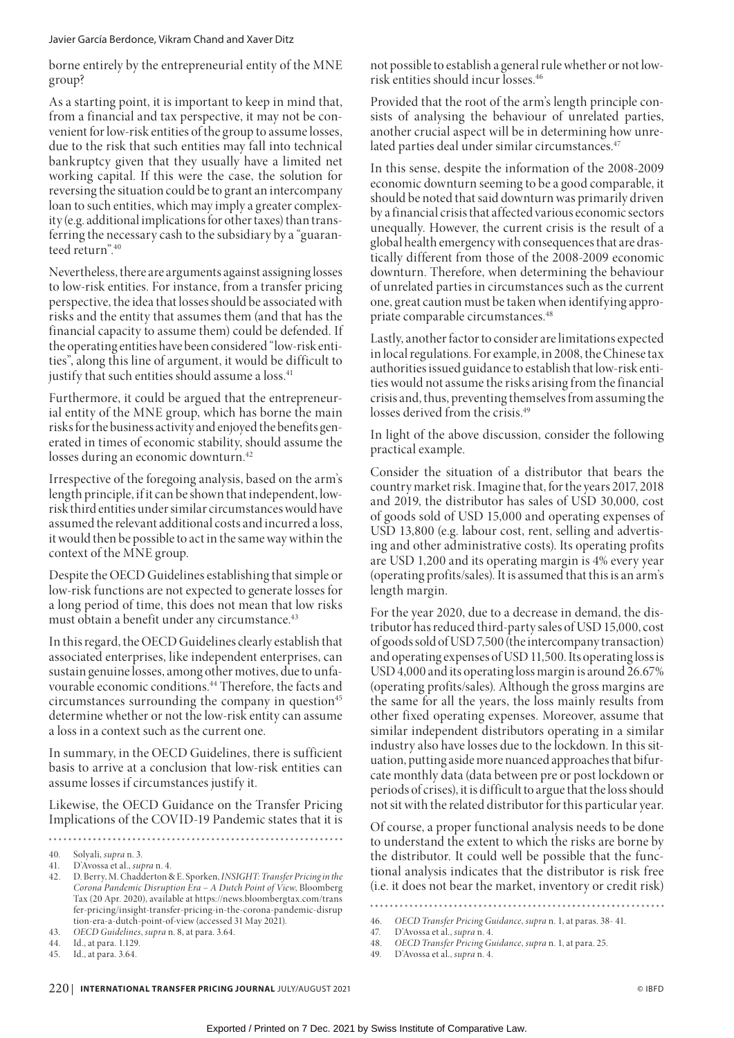borne entirely by the entrepreneurial entity of the MNE group?

As a starting point, it is important to keep in mind that, from a financial and tax perspective, it may not be convenient for low-risk entities of the group to assume losses, due to the risk that such entities may fall into technical bankruptcy given that they usually have a limited net working capital. If this were the case, the solution for reversing the situation could be to grant an intercompany loan to such entities, which may imply a greater complexity (e.g. additional implications for other taxes) than transferring the necessary cash to the subsidiary by a "guaranteed return".[40]

Nevertheless, there are arguments against assigning losses to low-risk entities. For instance, from a transfer pricing perspective, the idea that losses should be associated with risks and the entity that assumes them (and that has the financial capacity to assume them) could be defended. If the operating entities have been considered "low-risk entities", along this line of argument, it would be difficult to justify that such entities should assume a loss.[41]

Furthermore, it could be argued that the entrepreneurial entity of the MNE group, which has borne the main risks for the business activity and enjoyed the benefits generated in times of economic stability, should assume the losses during an economic downturn.[42]

Irrespective of the foregoing analysis, based on the arm's length principle, if it can be shown that independent, low-risk third entities under similar circumstances would have assumed the relevant additional costs and incurred a loss, it would then be possible to act in the same way within the context of the MNE group.

Despite the OECD Guidelines establishing that simple or low-risk functions are not expected to generate losses for a long period of time, this does not mean that low risks must obtain a benefit under any circumstance.[43]

In this regard, the OECD Guidelines clearly establish that associated enterprises, like independent enterprises, can sustain genuine losses, among other motives, due to unfavourable economic conditions.[44] Therefore, the facts and circumstances surrounding the company in question[45] determine whether or not the low-risk entity can assume a loss in a context such as the current one.

In summary, in the OECD Guidelines, there is sufficient basis to arrive at a conclusion that low-risk entities can assume losses if circumstances justify it.

Likewise, the OECD Guidance on the Transfer Pricing Implications of the COVID-19 Pandemic states that it is not possible to establish a general rule whether or not low-risk entities should incur losses.[46]

Provided that the root of the arm's length principle consists of analysing the behaviour of unrelated parties, another crucial aspect will be in determining how unrelated parties deal under similar circumstances.[47]

In this sense, despite the information of the 2008-2009 economic downturn seeming to be a good comparable, it should be noted that said downturn was primarily driven by a financial crisis that affected various economic sectors unequally. However, the current crisis is the result of a global health emergency with consequences that are drastically different from those of the 2008-2009 economic downturn. Therefore, when determining the behaviour of unrelated parties in circumstances such as the current one, great caution must be taken when identifying appropriate comparable circumstances.[48]

Lastly, another factor to consider are limitations expected in local regulations. For example, in 2008, the Chinese tax authorities issued guidance to establish that low-risk entities would not assume the risks arising from the financial crisis and, thus, preventing themselves from assuming the losses derived from the crisis.[49]

In light of the above discussion, consider the following practical example.

Consider the situation of a distributor that bears the country market risk. Imagine that, for the years 2017, 2018 and 2019, the distributor has sales of USD 30,000, cost of goods sold of USD 15,000 and operating expenses of USD 13,800 (e.g. labour cost, rent, selling and advertising and other administrative costs). Its operating profits are USD 1,200 and its operating margin is 4% every year (operating profits/sales). It is assumed that this is an arm's length margin.

For the year 2020, due to a decrease in demand, the distributor has reduced third-party sales of USD 15,000, cost of goods sold of USD 7,500 (the intercompany transaction) and operating expenses of USD 11,500. Its operating loss is USD 4,000 and its operating loss margin is around 26.67% (operating profits/sales). Although the gross margins are the same for all the years, the loss mainly results from other fixed operating expenses. Moreover, assume that similar independent distributors operating in a similar industry also have losses due to the lockdown. In this situation, putting aside more nuanced approaches that bifurcate monthly data (data between pre or post lockdown or periods of crises), it is difficult to argue that the loss should not sit with the related distributor for this particular year.

Of course, a proper functional analysis needs to be done to understand the extent to which the risks are borne by the distributor. It could well be possible that the functional analysis indicates that the distributor is risk free (i.e. it does not bear the market, inventory or credit risk)

---

40. Solyali, *supra* n. 3.
41. D'Avossa et al., *supra* n. 4.
42. D. Berry, M. Chadderton & E. Sporken, *INSIGHT: Transfer Pricing in the Corona Pandemic Disruption Era – A Dutch Point of View*, Bloomberg Tax (20 Apr. 2020), available at https://news.bloombergtax.com/transfer-pricing/insight-transfer-pricing-in-the-corona-pandemic-disruption-era-a-dutch-point-of-view (accessed 31 May 2021).
43. *OECD Guidelines*, *supra* n. 8, at para. 3.64.
44. Id., at para. 1.129.
45. Id., at para. 3.64.
46. *OECD Transfer Pricing Guidance*, *supra* n. 1, at paras. 38- 41.
47. D'Avossa et al., *supra* n. 4.
48. *OECD Transfer Pricing Guidance*, *supra* n. 1, at para. 25.
49. D'Avossa et al., *supra* n. 4.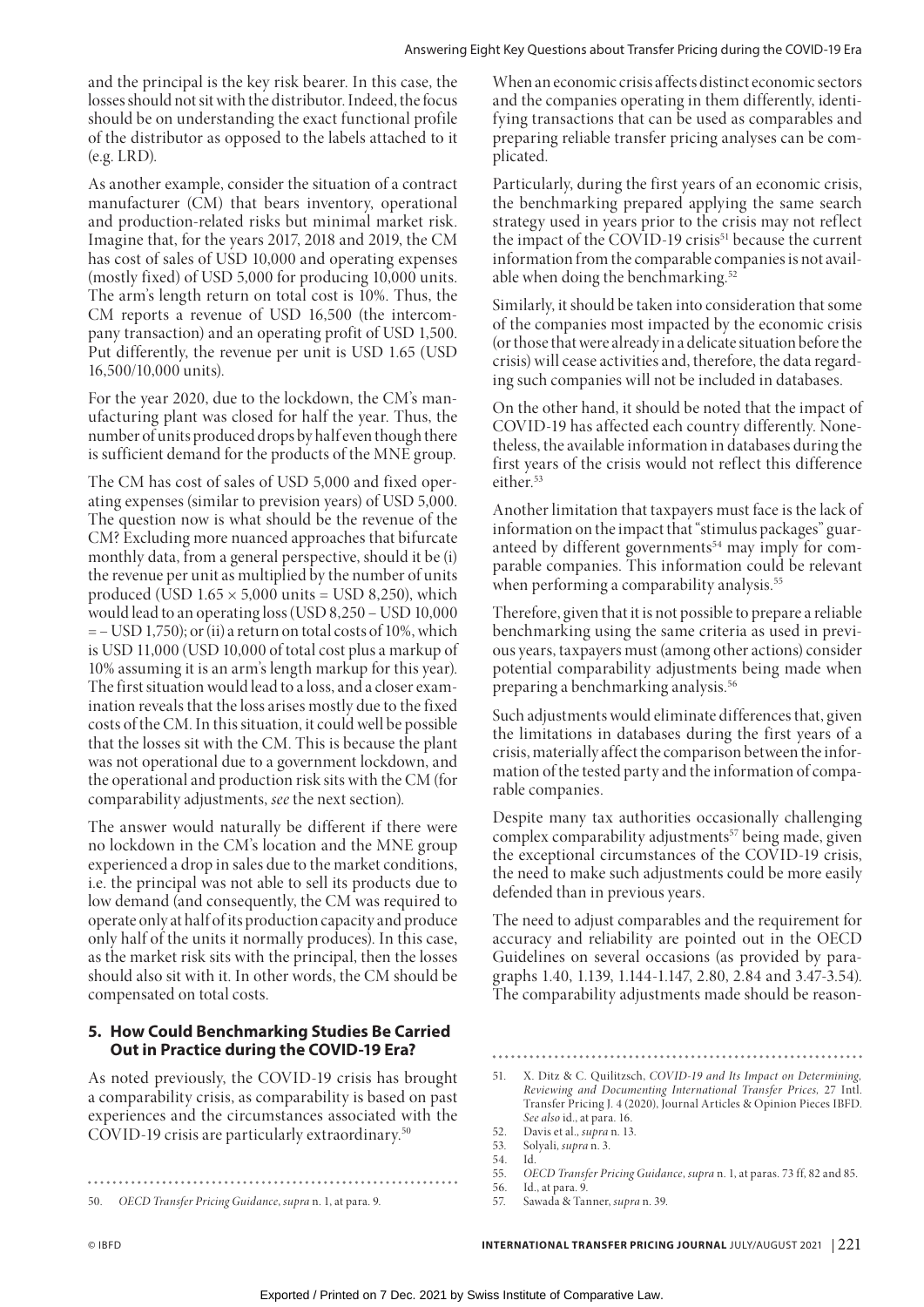and the principal is the key risk bearer. In this case, the losses should not sit with the distributor. Indeed, the focus should be on understanding the exact functional profile of the distributor as opposed to the labels attached to it (e.g. LRD).

As another example, consider the situation of a contract manufacturer (CM) that bears inventory, operational and production-related risks but minimal market risk. Imagine that, for the years 2017, 2018 and 2019, the CM has cost of sales of USD 10,000 and operating expenses (mostly fixed) of USD 5,000 for producing 10,000 units. The arm's length return on total cost is 10%. Thus, the CM reports a revenue of USD 16,500 (the intercompany transaction) and an operating profit of USD 1,500. Put differently, the revenue per unit is USD 1.65 (USD 16,500/10,000 units).

For the year 2020, due to the lockdown, the CM's manufacturing plant was closed for half the year. Thus, the number of units produced drops by half even though there is sufficient demand for the products of the MNE group.

The CM has cost of sales of USD 5,000 and fixed operating expenses (similar to prevision years) of USD 5,000. The question now is what should be the revenue of the CM? Excluding more nuanced approaches that bifurcate monthly data, from a general perspective, should it be (i) the revenue per unit as multiplied by the number of units produced (USD 1.65 × 5,000 units = USD 8,250), which would lead to an operating loss (USD 8,250 – USD 10,000 = – USD 1,750); or (ii) a return on total costs of 10%, which is USD 11,000 (USD 10,000 of total cost plus a markup of 10% assuming it is an arm's length markup for this year). The first situation would lead to a loss, and a closer examination reveals that the loss arises mostly due to the fixed costs of the CM. In this situation, it could well be possible that the losses sit with the CM. This is because the plant was not operational due to a government lockdown, and the operational and production risk sits with the CM (for comparability adjustments, *see* the next section).

The answer would naturally be different if there were no lockdown in the CM's location and the MNE group experienced a drop in sales due to the market conditions, i.e. the principal was not able to sell its products due to low demand (and consequently, the CM was required to operate only at half of its production capacity and produce only half of the units it normally produces). In this case, as the market risk sits with the principal, then the losses should also sit with it. In other words, the CM should be compensated on total costs.

## 5. How Could Benchmarking Studies Be Carried Out in Practice during the COVID-19 Era?

As noted previously, the COVID-19 crisis has brought a comparability crisis, as comparability is based on past experiences and the circumstances associated with the COVID-19 crisis are particularly extraordinary.[50]

When an economic crisis affects distinct economic sectors and the companies operating in them differently, identifying transactions that can be used as comparables and preparing reliable transfer pricing analyses can be complicated.

Particularly, during the first years of an economic crisis, the benchmarking prepared applying the same search strategy used in years prior to the crisis may not reflect the impact of the COVID-19 crisis[51] because the current information from the comparable companies is not available when doing the benchmarking.[52]

Similarly, it should be taken into consideration that some of the companies most impacted by the economic crisis (or those that were already in a delicate situation before the crisis) will cease activities and, therefore, the data regarding such companies will not be included in databases.

On the other hand, it should be noted that the impact of COVID-19 has affected each country differently. Nonetheless, the available information in databases during the first years of the crisis would not reflect this difference either.[53]

Another limitation that taxpayers must face is the lack of information on the impact that "stimulus packages" guaranteed by different governments[54] may imply for comparable companies. This information could be relevant when performing a comparability analysis.[55]

Therefore, given that it is not possible to prepare a reliable benchmarking using the same criteria as used in previous years, taxpayers must (among other actions) consider potential comparability adjustments being made when preparing a benchmarking analysis.[56]

Such adjustments would eliminate differences that, given the limitations in databases during the first years of a crisis, materially affect the comparison between the information of the tested party and the information of comparable companies.

Despite many tax authorities occasionally challenging complex comparability adjustments[57] being made, given the exceptional circumstances of the COVID-19 crisis, the need to make such adjustments could be more easily defended than in previous years.

The need to adjust comparables and the requirement for accuracy and reliability are pointed out in the OECD Guidelines on several occasions (as provided by paragraphs 1.40, 1.139, 1.144-1.147, 2.80, 2.84 and 3.47-3.54). The comparability adjustments made should be reason-

---

50. *OECD Transfer Pricing Guidance*, *supra* n. 1, at para. 9.

51. X. Ditz & C. Quilitzsch, *COVID-19 and Its Impact on Determining, Reviewing and Documenting International Transfer Prices*, 27 Intl. Transfer Pricing J. 4 (2020), Journal Articles & Opinion Pieces IBFD. *See also* id., at para. 16.
52. Davis et al., *supra* n. 13.
53. Solyali, *supra* n. 3.
54. Id.
55. *OECD Transfer Pricing Guidance*, *supra* n. 1, at paras. 73 ff, 82 and 85.
56. Id., at para. 9.
57. Sawada & Tanner, *supra* n. 39.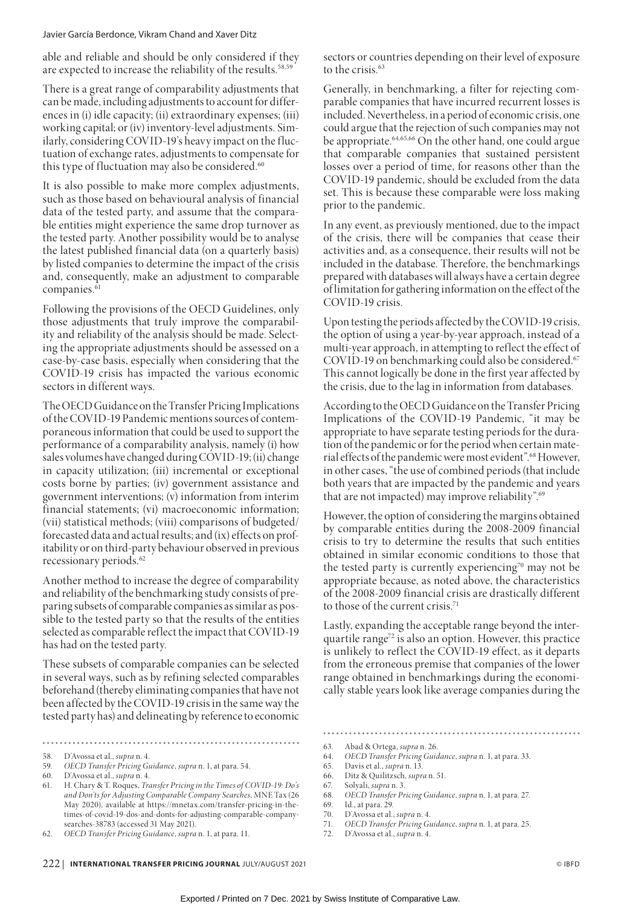able and reliable and should be only considered if they are expected to increase the reliability of the results.[58,59]

There is a great range of comparability adjustments that can be made, including adjustments to account for differences in (i) idle capacity; (ii) extraordinary expenses; (iii) working capital; or (iv) inventory-level adjustments. Similarly, considering COVID-19's heavy impact on the fluctuation of exchange rates, adjustments to compensate for this type of fluctuation may also be considered.[60]

It is also possible to make more complex adjustments, such as those based on behavioural analysis of financial data of the tested party, and assume that the comparable entities might experience the same drop turnover as the tested party. Another possibility would be to analyse the latest published financial data (on a quarterly basis) by listed companies to determine the impact of the crisis and, consequently, make an adjustment to comparable companies.[61]

Following the provisions of the OECD Guidelines, only those adjustments that truly improve the comparability and reliability of the analysis should be made. Selecting the appropriate adjustments should be assessed on a case-by-case basis, especially when considering that the COVID-19 crisis has impacted the various economic sectors in different ways.

The OECD Guidance on the Transfer Pricing Implications of the COVID-19 Pandemic mentions sources of contemporaneous information that could be used to support the performance of a comparability analysis, namely (i) how sales volumes have changed during COVID-19; (ii) change in capacity utilization; (iii) incremental or exceptional costs borne by parties; (iv) government assistance and government interventions; (v) information from interim financial statements; (vi) macroeconomic information; (vii) statistical methods; (viii) comparisons of budgeted/forecasted data and actual results; and (ix) effects on profitability or on third-party behaviour observed in previous recessionary periods.[62]

Another method to increase the degree of comparability and reliability of the benchmarking study consists of preparing subsets of comparable companies as similar as possible to the tested party so that the results of the entities selected as comparable reflect the impact that COVID-19 has had on the tested party.

These subsets of comparable companies can be selected in several ways, such as by refining selected comparables beforehand (thereby eliminating companies that have not been affected by the COVID-19 crisis in the same way the tested party has) and delineating by reference to economic sectors or countries depending on their level of exposure to the crisis.[63]

Generally, in benchmarking, a filter for rejecting comparable companies that have incurred recurrent losses is included. Nevertheless, in a period of economic crisis, one could argue that the rejection of such companies may not be appropriate.[64,65,66] On the other hand, one could argue that comparable companies that sustained persistent losses over a period of time, for reasons other than the COVID-19 pandemic, should be excluded from the data set. This is because these comparable were loss making prior to the pandemic.

In any event, as previously mentioned, due to the impact of the crisis, there will be companies that cease their activities and, as a consequence, their results will not be included in the database. Therefore, the benchmarkings prepared with databases will always have a certain degree of limitation for gathering information on the effect of the COVID-19 crisis.

Upon testing the periods affected by the COVID-19 crisis, the option of using a year-by-year approach, instead of a multi-year approach, in attempting to reflect the effect of COVID-19 on benchmarking could also be considered.[67] This cannot logically be done in the first year affected by the crisis, due to the lag in information from databases.

According to the OECD Guidance on the Transfer Pricing Implications of the COVID-19 Pandemic, "it may be appropriate to have separate testing periods for the duration of the pandemic or for the period when certain material effects of the pandemic were most evident".[68] However, in other cases, "the use of combined periods (that include both years that are impacted by the pandemic and years that are not impacted) may improve reliability".[69]

However, the option of considering the margins obtained by comparable entities during the 2008-2009 financial crisis to try to determine the results that such entities obtained in similar economic conditions to those that the tested party is currently experiencing[70] may not be appropriate because, as noted above, the characteristics of the 2008-2009 financial crisis are drastically different to those of the current crisis.[71]

Lastly, expanding the acceptable range beyond the interquartile range[72] is also an option. However, this practice is unlikely to reflect the COVID-19 effect, as it departs from the erroneous premise that companies of the lower range obtained in benchmarkings during the economically stable years look like average companies during the

---

58. D'Avossa et al., *supra* n. 4.
59. *OECD Transfer Pricing Guidance*, *supra* n. 1, at para. 54.
60. D'Avossa et al., *supra* n. 4.
61. H. Chary & T. Roques, *Transfer Pricing in the Times of COVID-19: Do's and Don'ts for Adjusting Comparable Company Searches*, MNE Tax (26 May 2020), available at https://mnetax.com/transfer-pricing-in-the-times-of-covid-19-dos-and-donts-for-adjusting-comparable-company-searches-38783 (accessed 31 May 2021).
62. *OECD Transfer Pricing Guidance*, *supra* n. 1, at para. 11.
63. Abad & Ortega, *supra* n. 26.
64. *OECD Transfer Pricing Guidance*, *supra* n. 1, at para. 33.
65. Davis et al., *supra* n. 13.
66. Ditz & Quilitzsch, *supra* n. 51.
67. Solyali, *supra* n. 3.
68. *OECD Transfer Pricing Guidance*, *supra* n. 1, at para. 27.
69. Id., at para. 29.
70. D'Avossa et al., *supra* n. 4.
71. *OECD Transfer Pricing Guidance*, *supra* n. 1, at para. 25.
72. D'Avossa et al., *supra* n. 4.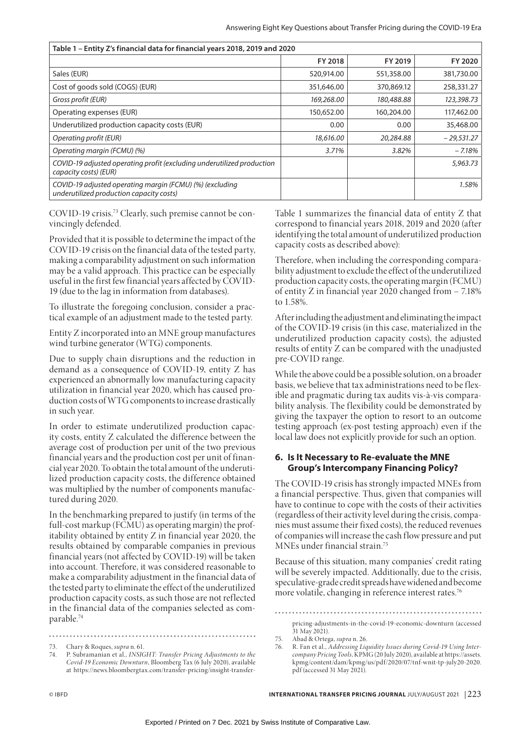| Table 1 – Entity Z's financial data for financial years 2018, 2019 and 2020 | | | |
|---|---|---|---|
| | FY 2018 | FY 2019 | FY 2020 |
| Sales (EUR) | 520,914.00 | 551,358.00 | 381,730.00 |
| Cost of goods sold (COGS) (EUR) | 351,646.00 | 370,869.12 | 258,331.27 |
| *Gross profit (EUR)* | *169,268.00* | *180,488.88* | *123,398.73* |
| Operating expenses (EUR) | 150,652.00 | 160,204.00 | 117,462.00 |
| Underutilized production capacity costs (EUR) | 0.00 | 0.00 | 35,468.00 |
| *Operating profit (EUR)* | *18,616.00* | *20,284.88* | *– 29,531.27* |
| *Operating margin (FCMU) (%)* | *3.71%* | *3.82%* | *– 7.18%* |
| *COVID-19 adjusted operating profit (excluding underutilized production capacity costs) (EUR)* | | | *5,963.73* |
| *COVID-19 adjusted operating margin (FCMU) (%) (excluding underutilized production capacity costs)* | | | *1.58%* |

COVID-19 crisis.[73] Clearly, such premise cannot be convincingly defended.

Provided that it is possible to determine the impact of the COVID-19 crisis on the financial data of the tested party, making a comparability adjustment on such information may be a valid approach. This practice can be especially useful in the first few financial years affected by COVID-19 (due to the lag in information from databases).

To illustrate the foregoing conclusion, consider a practical example of an adjustment made to the tested party.

Entity Z incorporated into an MNE group manufactures wind turbine generator (WTG) components.

Due to supply chain disruptions and the reduction in demand as a consequence of COVID-19, entity Z has experienced an abnormally low manufacturing capacity utilization in financial year 2020, which has caused production costs of WTG components to increase drastically in such year.

In order to estimate underutilized production capacity costs, entity Z calculated the difference between the average cost of production per unit of the two previous financial years and the production cost per unit of financial year 2020. To obtain the total amount of the underutilized production capacity costs, the difference obtained was multiplied by the number of components manufactured during 2020.

In the benchmarking prepared to justify (in terms of the full-cost markup (FCMU) as operating margin) the profitability obtained by entity Z in financial year 2020, the results obtained by comparable companies in previous financial years (not affected by COVID-19) will be taken into account. Therefore, it was considered reasonable to make a comparability adjustment in the financial data of the tested party to eliminate the effect of the underutilized production capacity costs, as such those are not reflected in the financial data of the companies selected as comparable.[74]

Table 1 summarizes the financial data of entity Z that correspond to financial years 2018, 2019 and 2020 (after identifying the total amount of underutilized production capacity costs as described above):

Therefore, when including the corresponding comparability adjustment to exclude the effect of the underutilized production capacity costs, the operating margin (FCMU) of entity Z in financial year 2020 changed from – 7.18% to 1.58%.

After including the adjustment and eliminating the impact of the COVID-19 crisis (in this case, materialized in the underutilized production capacity costs), the adjusted results of entity Z can be compared with the unadjusted pre-COVID range.

While the above could be a possible solution, on a broader basis, we believe that tax administrations need to be flexible and pragmatic during tax audits vis-à-vis comparability analysis. The flexibility could be demonstrated by giving the taxpayer the option to resort to an outcome testing approach (ex-post testing approach) even if the local law does not explicitly provide for such an option.

## 6. Is It Necessary to Re-evaluate the MNE Group's Intercompany Financing Policy?

The COVID-19 crisis has strongly impacted MNEs from a financial perspective. Thus, given that companies will have to continue to cope with the costs of their activities (regardless of their activity level during the crisis, companies must assume their fixed costs), the reduced revenues of companies will increase the cash flow pressure and put MNEs under financial strain.[75]

Because of this situation, many companies' credit rating will be severely impacted. Additionally, due to the crisis, speculative-grade credit spreads have widened and become more volatile, changing in reference interest rates.[76]

73. Chary & Roques, *supra* n. 61.
74. P. Subramanian et al., *INSIGHT: Transfer Pricing Adjustments to the Covid-19 Economic Downturn*, Bloomberg Tax (6 July 2020), available at https://news.bloombergtax.com/transfer-pricing/insight-transfer-pricing-adjustments-in-the-covid-19-economic-downturn (accessed 31 May 2021).
75. Abad & Ortega, *supra* n. 26.
76. R. Fan et al., *Addressing Liquidity Issues during Covid-19 Using Intercompany Pricing Tools*, KPMG (20 July 2020), available at https://assets.kpmg/content/dam/kpmg/us/pdf/2020/07/tnf-wnit-tp-july20-2020.pdf (accessed 31 May 2021).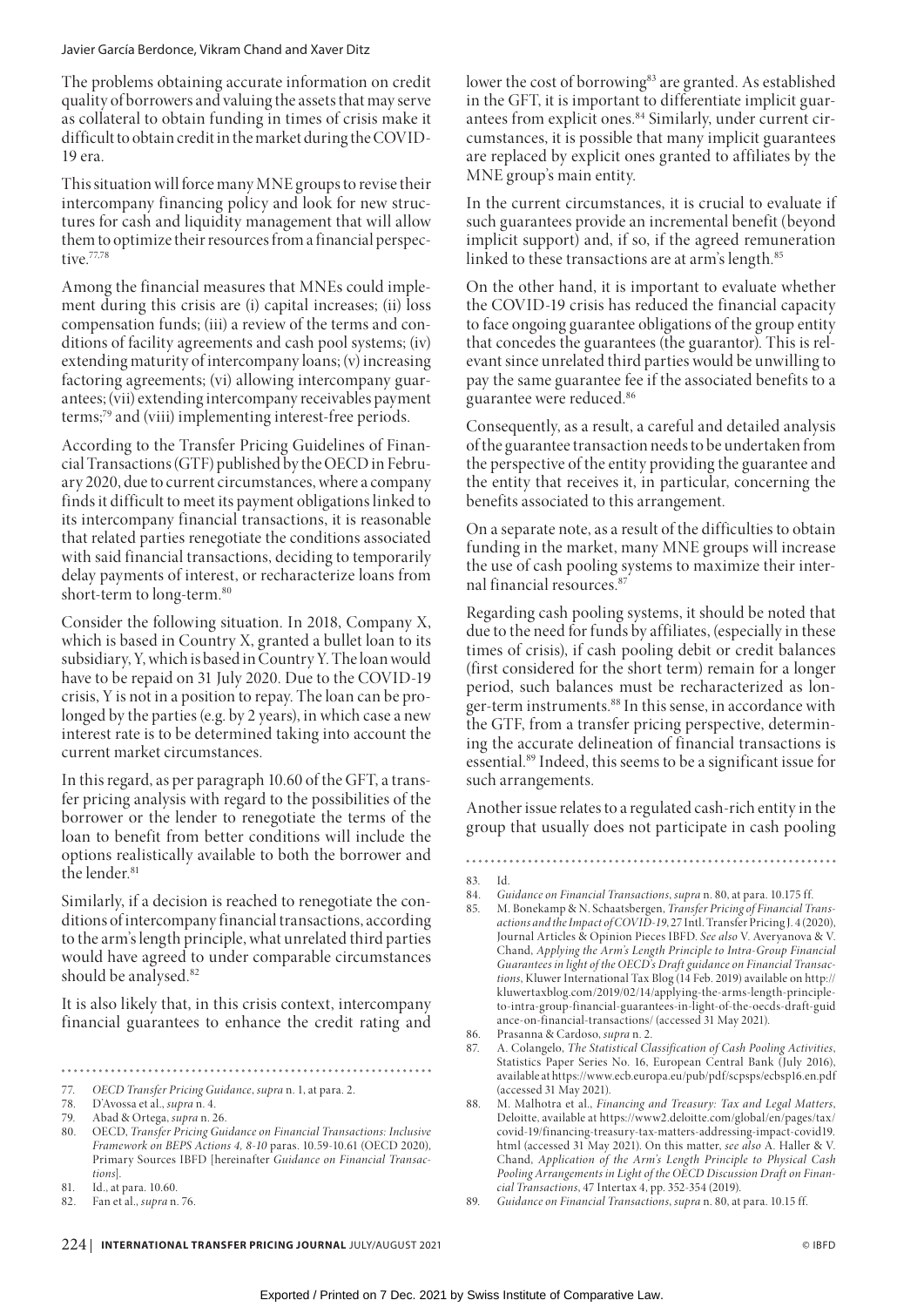The problems obtaining accurate information on credit quality of borrowers and valuing the assets that may serve as collateral to obtain funding in times of crisis make it difficult to obtain credit in the market during the COVID-19 era.

This situation will force many MNE groups to revise their intercompany financing policy and look for new structures for cash and liquidity management that will allow them to optimize their resources from a financial perspective.[77,78]

Among the financial measures that MNEs could implement during this crisis are (i) capital increases; (ii) loss compensation funds; (iii) a review of the terms and conditions of facility agreements and cash pool systems; (iv) extending maturity of intercompany loans; (v) increasing factoring agreements; (vi) allowing intercompany guarantees; (vii) extending intercompany receivables payment terms;[79] and (viii) implementing interest-free periods.

According to the Transfer Pricing Guidelines of Financial Transactions (GTF) published by the OECD in February 2020, due to current circumstances, where a company finds it difficult to meet its payment obligations linked to its intercompany financial transactions, it is reasonable that related parties renegotiate the conditions associated with said financial transactions, deciding to temporarily delay payments of interest, or recharacterize loans from short-term to long-term.[80]

Consider the following situation. In 2018, Company X, which is based in Country X, granted a bullet loan to its subsidiary, Y, which is based in Country Y. The loan would have to be repaid on 31 July 2020. Due to the COVID-19 crisis, Y is not in a position to repay. The loan can be prolonged by the parties (e.g. by 2 years), in which case a new interest rate is to be determined taking into account the current market circumstances.

In this regard, as per paragraph 10.60 of the GTF, a transfer pricing analysis with regard to the possibilities of the borrower or the lender to renegotiate the terms of the loan to benefit from better conditions will include the options realistically available to both the borrower and the lender.[81]

Similarly, if a decision is reached to renegotiate the conditions of intercompany financial transactions, according to the arm's length principle, what unrelated third parties would have agreed to under comparable circumstances should be analysed.[82]

It is also likely that, in this crisis context, intercompany financial guarantees to enhance the credit rating and lower the cost of borrowing[83] are granted. As established in the GFT, it is important to differentiate implicit guarantees from explicit ones.[84] Similarly, under current circumstances, it is possible that many implicit guarantees are replaced by explicit ones granted to affiliates by the MNE group's main entity.

In the current circumstances, it is crucial to evaluate if such guarantees provide an incremental benefit (beyond implicit support) and, if so, if the agreed remuneration linked to these transactions are at arm's length.[85]

On the other hand, it is important to evaluate whether the COVID-19 crisis has reduced the financial capacity to face ongoing guarantee obligations of the group entity that concedes the guarantees (the guarantor). This is relevant since unrelated third parties would be unwilling to pay the same guarantee fee if the associated benefits to a guarantee were reduced.[86]

Consequently, as a result, a careful and detailed analysis of the guarantee transaction needs to be undertaken from the perspective of the entity providing the guarantee and the entity that receives it, in particular, concerning the benefits associated to this arrangement.

On a separate note, as a result of the difficulties to obtain funding in the market, many MNE groups will increase the use of cash pooling systems to maximize their internal financial resources.[87]

Regarding cash pooling systems, it should be noted that due to the need for funds by affiliates, (especially in these times of crisis), if cash pooling debit or credit balances (first considered for the short term) remain for a longer period, such balances must be recharacterized as longer-term instruments.[88] In this sense, in accordance with the GTF, from a transfer pricing perspective, determining the accurate delineation of financial transactions is essential.[89] Indeed, this seems to be a significant issue for such arrangements.

Another issue relates to a regulated cash-rich entity in the group that usually does not participate in cash pooling

---

77. *OECD Transfer Pricing Guidance*, *supra* n. 1, at para. 2.
78. D'Avossa et al., *supra* n. 4.
79. Abad & Ortega, *supra* n. 26.
80. OECD, *Transfer Pricing Guidance on Financial Transactions: Inclusive Framework on BEPS Actions 4, 8-10* paras. 10.59-10.61 (OECD 2020), Primary Sources IBFD [hereinafter *Guidance on Financial Transactions*].
81. Id., at para. 10.60.
82. Fan et al., *supra* n. 76.
83. Id.
84. *Guidance on Financial Transactions*, *supra* n. 80, at para. 10.175 ff.
85. M. Bonekamp & N. Schaatsbergen, *Transfer Pricing of Financial Transactions and the Impact of COVID-19*, 27 Intl. Transfer Pricing J. 4 (2020), Journal Articles & Opinion Pieces IBFD. *See also* V. Averyanova & V. Chand, *Applying the Arm's Length Principle to Intra-Group Financial Guarantees in light of the OECD's Draft guidance on Financial Transactions*, Kluwer International Tax Blog (14 Feb. 2019) available on http://kluwertaxblog.com/2019/02/14/applying-the-arms-length-principle-to-intra-group-financial-guarantees-in-light-of-the-oecds-draft-guidance-on-financial-transactions/ (accessed 31 May 2021).
86. Prasanna & Cardoso, *supra* n. 2.
87. A. Colangelo, *The Statistical Classification of Cash Pooling Activities*, Statistics Paper Series No. 16, European Central Bank (July 2016), available at https://www.ecb.europa.eu/pub/pdf/scpsps/ecbsp16.en.pdf (accessed 31 May 2021).
88. M. Malhotra et al., *Financing and Treasury: Tax and Legal Matters*, Deloitte, available at https://www2.deloitte.com/global/en/pages/tax/covid-19/financing-treasury-tax-matters-addressing-impact-covid19.html (accessed 31 May 2021). On this matter, *see also* A. Haller & V. Chand, *Application of the Arm's Length Principle to Physical Cash Pooling Arrangements in Light of the OECD Discussion Draft on Financial Transactions*, 47 Intertax 4, pp. 352-354 (2019).
89. *Guidance on Financial Transactions*, *supra* n. 80, at para. 10.15 ff.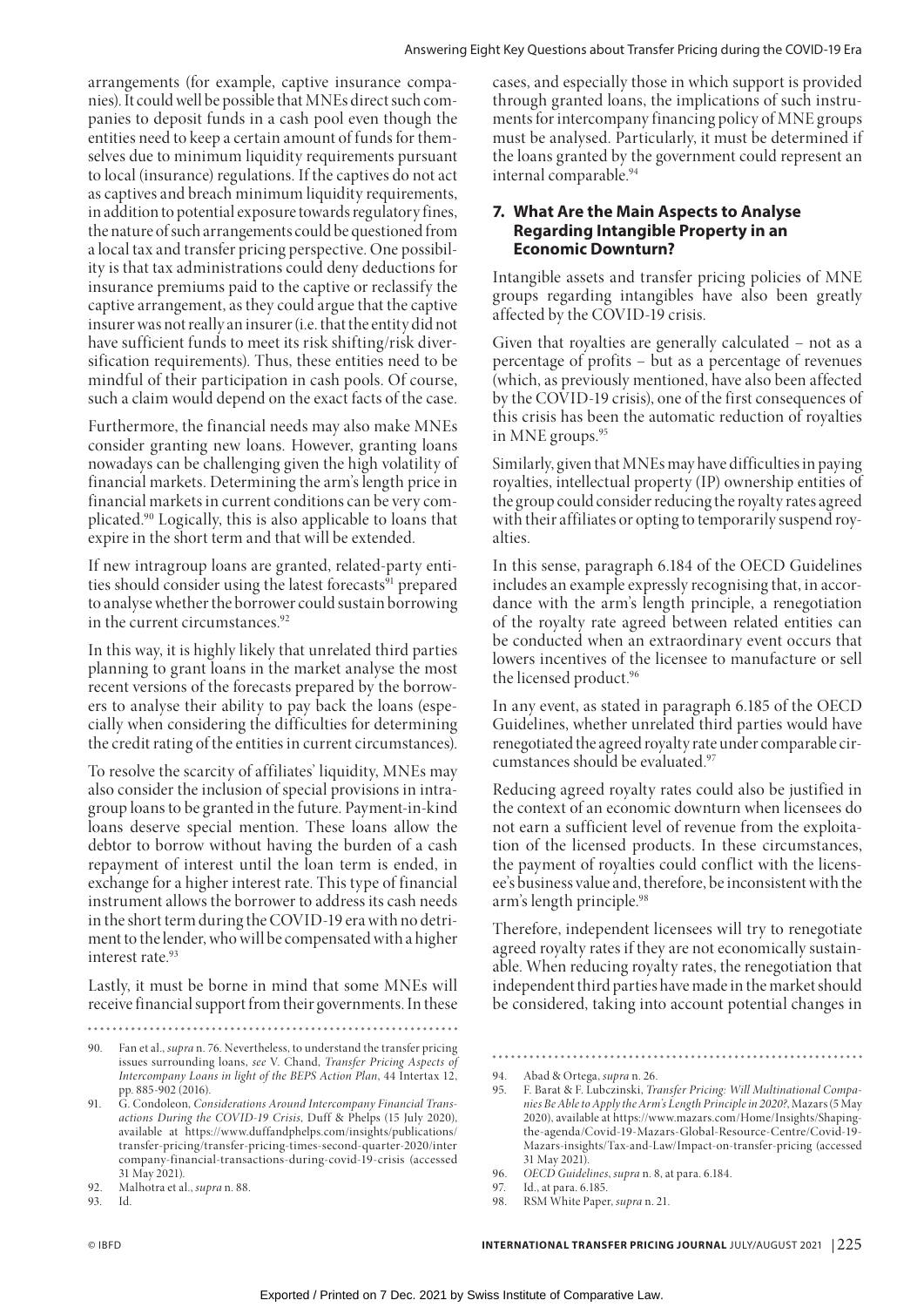arrangements (for example, captive insurance companies). It could well be possible that MNEs direct such companies to deposit funds in a cash pool even though the entities need to keep a certain amount of funds for themselves due to minimum liquidity requirements pursuant to local (insurance) regulations. If the captives do not act as captives and breach minimum liquidity requirements, in addition to potential exposure towards regulatory fines, the nature of such arrangements could be questioned from a local tax and transfer pricing perspective. One possibility is that tax administrations could deny deductions for insurance premiums paid to the captive or reclassify the captive arrangement, as they could argue that the captive insurer was not really an insurer (i.e. that the entity did not have sufficient funds to meet its risk shifting/risk diversification requirements). Thus, these entities need to be mindful of their participation in cash pools. Of course, such a claim would depend on the exact facts of the case.

Furthermore, the financial needs may also make MNEs consider granting new loans. However, granting loans nowadays can be challenging given the high volatility of financial markets. Determining the arm's length price in financial markets in current conditions can be very complicated.[90] Logically, this is also applicable to loans that expire in the short term and that will be extended.

If new intragroup loans are granted, related-party entities should consider using the latest forecasts[91] prepared to analyse whether the borrower could sustain borrowing in the current circumstances.[92]

In this way, it is highly likely that unrelated third parties planning to grant loans in the market analyse the most recent versions of the forecasts prepared by the borrowers to analyse their ability to pay back the loans (especially when considering the difficulties for determining the credit rating of the entities in current circumstances).

To resolve the scarcity of affiliates' liquidity, MNEs may also consider the inclusion of special provisions in intragroup loans to be granted in the future. Payment-in-kind loans deserve special mention. These loans allow the debtor to borrow without having the burden of a cash repayment of interest until the loan term is ended, in exchange for a higher interest rate. This type of financial instrument allows the borrower to address its cash needs in the short term during the COVID-19 era with no detriment to the lender, who will be compensated with a higher interest rate.[93]

Lastly, it must be borne in mind that some MNEs will receive financial support from their governments. In these cases, and especially those in which support is provided through granted loans, the implications of such instruments for intercompany financing policy of MNE groups must be analysed. Particularly, it must be determined if the loans granted by the government could represent an internal comparable.[94]

## 7. What Are the Main Aspects to Analyse Regarding Intangible Property in an Economic Downturn?

Intangible assets and transfer pricing policies of MNE groups regarding intangibles have also been greatly affected by the COVID-19 crisis.

Given that royalties are generally calculated – not as a percentage of profits – but as a percentage of revenues (which, as previously mentioned, have also been affected by the COVID-19 crisis), one of the first consequences of this crisis has been the automatic reduction of royalties in MNE groups.[95]

Similarly, given that MNEs may have difficulties in paying royalties, intellectual property (IP) ownership entities of the group could consider reducing the royalty rates agreed with their affiliates or opting to temporarily suspend royalties.

In this sense, paragraph 6.184 of the OECD Guidelines includes an example expressly recognising that, in accordance with the arm's length principle, a renegotiation of the royalty rate agreed between related entities can be conducted when an extraordinary event occurs that lowers incentives of the licensee to manufacture or sell the licensed product.[96]

In any event, as stated in paragraph 6.185 of the OECD Guidelines, whether unrelated third parties would have renegotiated the agreed royalty rate under comparable circumstances should be evaluated.[97]

Reducing agreed royalty rates could also be justified in the context of an economic downturn when licensees do not earn a sufficient level of revenue from the exploitation of the licensed products. In these circumstances, the payment of royalties could conflict with the licensee's business value and, therefore, be inconsistent with the arm's length principle.[98]

Therefore, independent licensees will try to renegotiate agreed royalty rates if they are not economically sustainable. When reducing royalty rates, the renegotiation that independent third parties have made in the market should be considered, taking into account potential changes in

---

90. Fan et al., *supra* n. 76. Nevertheless, to understand the transfer pricing issues surrounding loans, *see* V. Chand, *Transfer Pricing Aspects of Intercompany Loans in light of the BEPS Action Plan*, 44 Intertax 12, pp. 885-902 (2016).
91. G. Condoleon, *Considerations Around Intercompany Financial Transactions During the COVID-19 Crisis*, Duff & Phelps (15 July 2020), available at https://www.duffandphelps.com/insights/publications/transfer-pricing/transfer-pricing-times-second-quarter-2020/intercompany-financial-transactions-during-covid-19-crisis (accessed 31 May 2021).
92. Malhotra et al., *supra* n. 88.
93. Id.
94. Abad & Ortega, *supra* n. 26.
95. F. Barat & F. Lubczinski, *Transfer Pricing: Will Multinational Companies Be Able to Apply the Arm's Length Principle in 2020?*, Mazars (5 May 2020), available at https://www.mazars.com/Home/Insights/Shaping-the-agenda/Covid-19-Mazars-Global-Resource-Centre/Covid-19-Mazars-insights/Tax-and-Law/Impact-on-transfer-pricing (accessed 31 May 2021).
96. *OECD Guidelines*, *supra* n. 8, at para. 6.184.
97. Id., at para. 6.185.
98. RSM White Paper, *supra* n. 21.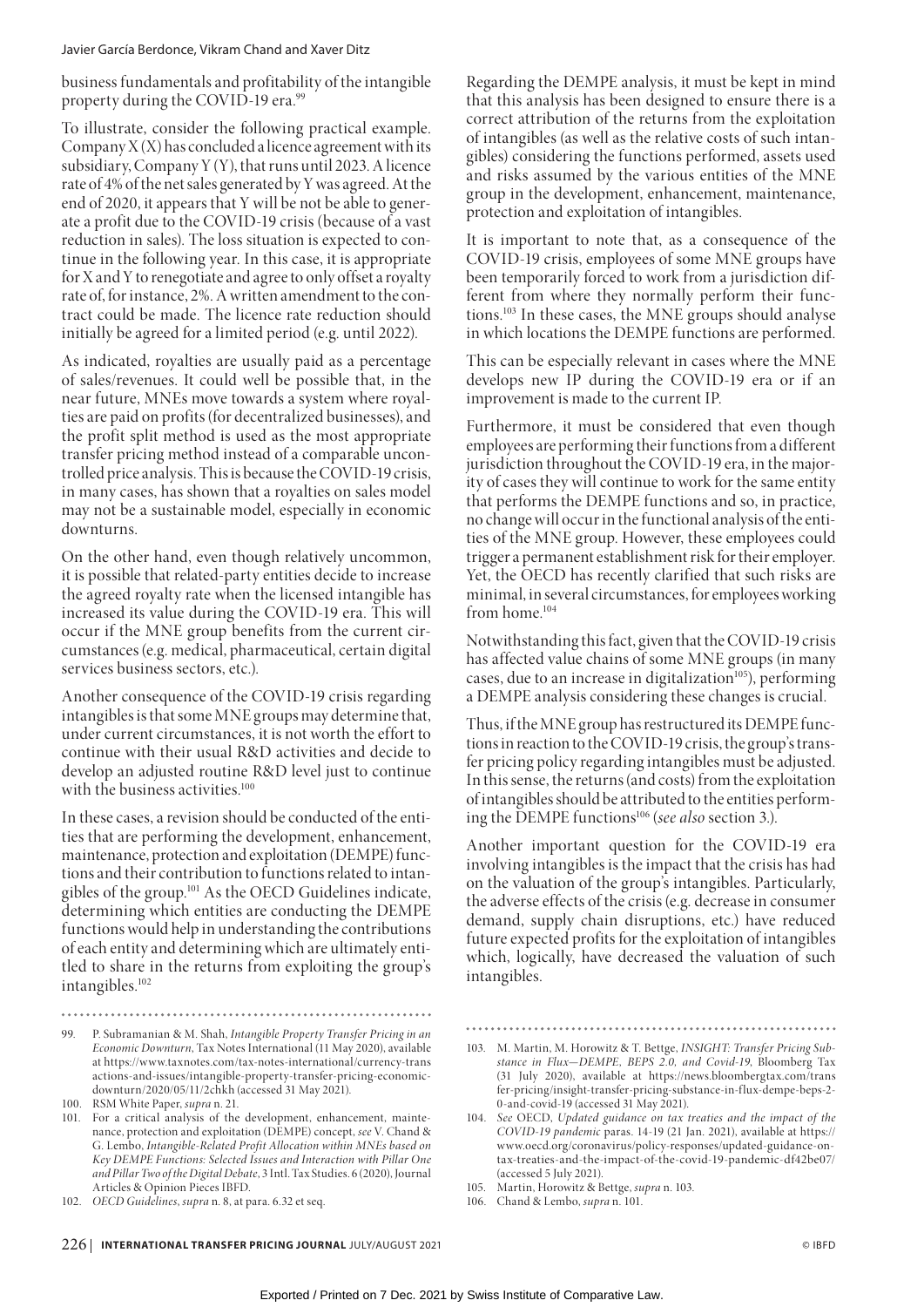business fundamentals and profitability of the intangible property during the COVID-19 era.[99]

To illustrate, consider the following practical example. Company X (X) has concluded a licence agreement with its subsidiary, Company Y (Y), that runs until 2023. A licence rate of 4% of the net sales generated by Y was agreed. At the end of 2020, it appears that Y will be not be able to generate a profit due to the COVID-19 crisis (because of a vast reduction in sales). The loss situation is expected to continue in the following year. In this case, it is appropriate for X and Y to renegotiate and agree to only offset a royalty rate of, for instance, 2%. A written amendment to the contract could be made. The licence rate reduction should initially be agreed for a limited period (e.g. until 2022).

As indicated, royalties are usually paid as a percentage of sales/revenues. It could well be possible that, in the near future, MNEs move towards a system where royalties are paid on profits (for decentralized businesses), and the profit split method is used as the most appropriate transfer pricing method instead of a comparable uncontrolled price analysis. This is because the COVID-19 crisis, in many cases, has shown that a royalties on sales model may not be a sustainable model, especially in economic downturns.

On the other hand, even though relatively uncommon, it is possible that related-party entities decide to increase the agreed royalty rate when the licensed intangible has increased its value during the COVID-19 era. This will occur if the MNE group benefits from the current circumstances (e.g. medical, pharmaceutical, certain digital services business sectors, etc.).

Another consequence of the COVID-19 crisis regarding intangibles is that some MNE groups may determine that, under current circumstances, it is not worth the effort to continue with their usual R&D activities and decide to develop an adjusted routine R&D level just to continue with the business activities.[100]

In these cases, a revision should be conducted of the entities that are performing the development, enhancement, maintenance, protection and exploitation (DEMPE) functions and their contribution to functions related to intangibles of the group.[101] As the OECD Guidelines indicate, determining which entities are conducting the DEMPE functions would help in understanding the contributions of each entity and determining which are ultimately entitled to share in the returns from exploiting the group's intangibles.[102]

Regarding the DEMPE analysis, it must be kept in mind that this analysis has been designed to ensure there is a correct attribution of the returns from the exploitation of intangibles (as well as the relative costs of such intangibles) considering the functions performed, assets used and risks assumed by the various entities of the MNE group in the development, enhancement, maintenance, protection and exploitation of intangibles.

It is important to note that, as a consequence of the COVID-19 crisis, employees of some MNE groups have been temporarily forced to work from a jurisdiction different from where they normally perform their functions.[103] In these cases, the MNE groups should analyse in which locations the DEMPE functions are performed.

This can be especially relevant in cases where the MNE develops new IP during the COVID-19 era or if an improvement is made to the current IP.

Furthermore, it must be considered that even though employees are performing their functions from a different jurisdiction throughout the COVID-19 era, in the majority of cases they will continue to work for the same entity that performs the DEMPE functions and so, in practice, no change will occur in the functional analysis of the entities of the MNE group. However, these employees could trigger a permanent establishment risk for their employer. Yet, the OECD has recently clarified that such risks are minimal, in several circumstances, for employees working from home.[104]

Notwithstanding this fact, given that the COVID-19 crisis has affected value chains of some MNE groups (in many cases, due to an increase in digitalization[105]), performing a DEMPE analysis considering these changes is crucial.

Thus, if the MNE group has restructured its DEMPE functions in reaction to the COVID-19 crisis, the group's transfer pricing policy regarding intangibles must be adjusted. In this sense, the returns (and costs) from the exploitation of intangibles should be attributed to the entities performing the DEMPE functions[106] (*see also* section 3.).

Another important question for the COVID-19 era involving intangibles is the impact that the crisis has had on the valuation of the group's intangibles. Particularly, the adverse effects of the crisis (e.g. decrease in consumer demand, supply chain disruptions, etc.) have reduced future expected profits for the exploitation of intangibles which, logically, have decreased the valuation of such intangibles.

---

99. P. Subramanian & M. Shah, *Intangible Property Transfer Pricing in an Economic Downturn*, Tax Notes International (11 May 2020), available at https://www.taxnotes.com/tax-notes-international/currency-transactions-and-issues/intangible-property-transfer-pricing-economic-downturn/2020/05/11/2chkh (accessed 31 May 2021).
100. RSM White Paper, *supra* n. 21.
101. For a critical analysis of the development, enhancement, maintenance, protection and exploitation (DEMPE) concept, *see* V. Chand & G. Lembo, *Intangible-Related Profit Allocation within MNEs based on Key DEMPE Functions: Selected Issues and Interaction with Pillar One and Pillar Two of the Digital Debate*, 3 Intl. Tax Studies. 6 (2020), Journal Articles & Opinion Pieces IBFD.
102. *OECD Guidelines*, *supra* n. 8, at para. 6.32 et seq.
103. M. Martin, M. Horowitz & T. Bettge, *INSIGHT: Transfer Pricing Substance in Flux—DEMPE, BEPS 2.0, and Covid-19*, Bloomberg Tax (31 July 2020), available at https://news.bloombergtax.com/transfer-pricing/insight-transfer-pricing-substance-in-flux-dempe-beps-2-0-and-covid-19 (accessed 31 May 2021).
104. *See* OECD, *Updated guidance on tax treaties and the impact of the COVID-19 pandemic* paras. 14-19 (21 Jan. 2021), available at https://www.oecd.org/coronavirus/policy-responses/updated-guidance-on-tax-treaties-and-the-impact-of-the-covid-19-pandemic-df42be07/ (accessed 5 July 2021).
105. Martin, Horowitz & Bettge, *supra* n. 103.
106. Chand & Lembo, *supra* n. 101.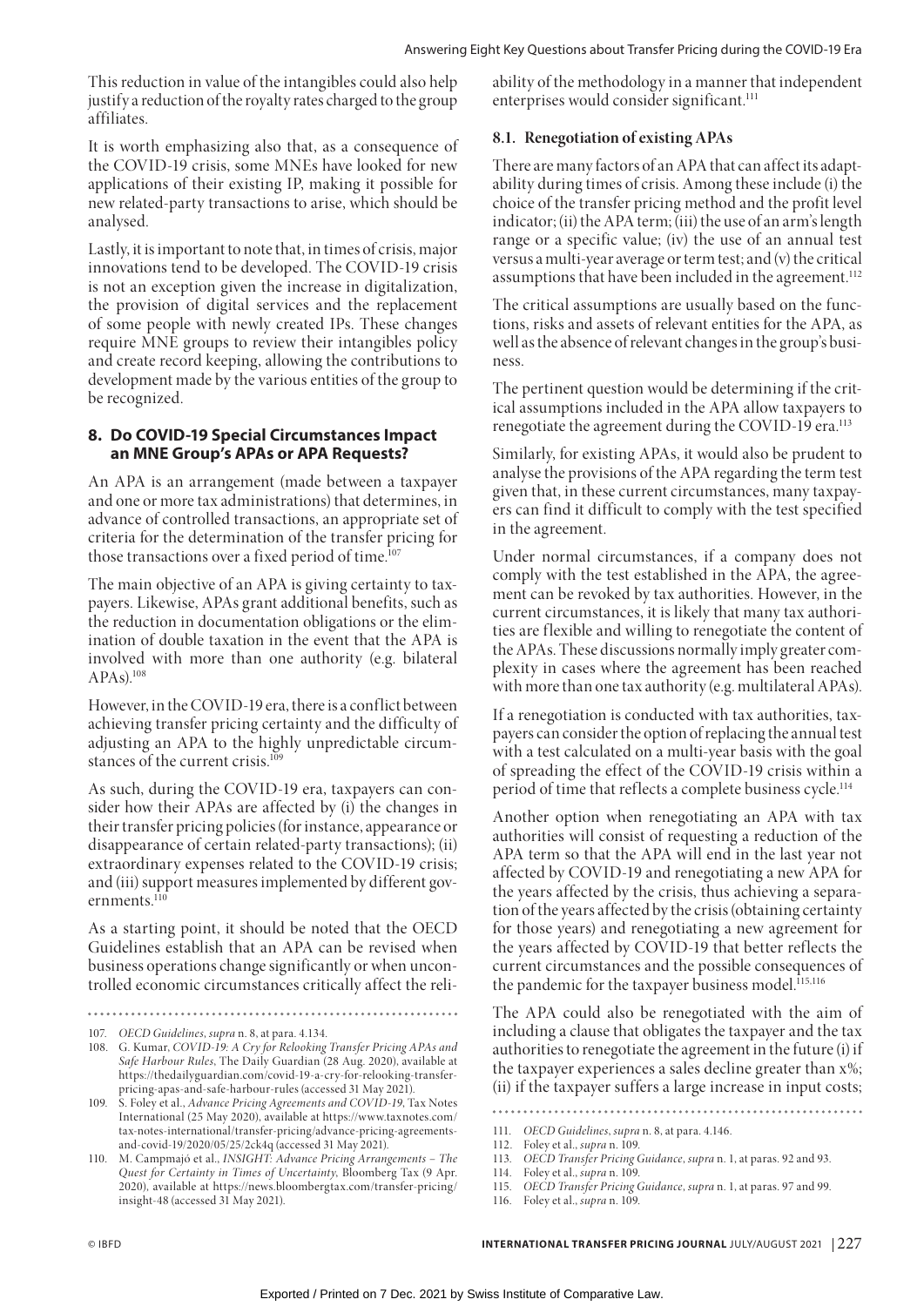This reduction in value of the intangibles could also help justify a reduction of the royalty rates charged to the group affiliates.

It is worth emphasizing also that, as a consequence of the COVID-19 crisis, some MNEs have looked for new applications of their existing IP, making it possible for new related-party transactions to arise, which should be analysed.

Lastly, it is important to note that, in times of crisis, major innovations tend to be developed. The COVID-19 crisis is not an exception given the increase in digitalization, the provision of digital services and the replacement of some people with newly created IPs. These changes require MNE groups to review their intangibles policy and create record keeping, allowing the contributions to development made by the various entities of the group to be recognized.

## 8. Do COVID-19 Special Circumstances Impact an MNE Group's APAs or APA Requests?

An APA is an arrangement (made between a taxpayer and one or more tax administrations) that determines, in advance of controlled transactions, an appropriate set of criteria for the determination of the transfer pricing for those transactions over a fixed period of time.[107]

The main objective of an APA is giving certainty to taxpayers. Likewise, APAs grant additional benefits, such as the reduction in documentation obligations or the elimination of double taxation in the event that the APA is involved with more than one authority (e.g. bilateral APAs).[108]

However, in the COVID-19 era, there is a conflict between achieving transfer pricing certainty and the difficulty of adjusting an APA to the highly unpredictable circumstances of the current crisis.[109]

As such, during the COVID-19 era, taxpayers can consider how their APAs are affected by (i) the changes in their transfer pricing policies (for instance, appearance or disappearance of certain related-party transactions); (ii) extraordinary expenses related to the COVID-19 crisis; and (iii) support measures implemented by different governments.[110]

As a starting point, it should be noted that the OECD Guidelines establish that an APA can be revised when business operations change significantly or when uncontrolled economic circumstances critically affect the reliability of the methodology in a manner that independent enterprises would consider significant.[111]

### 8.1. Renegotiation of existing APAs

There are many factors of an APA that can affect its adaptability during times of crisis. Among these include (i) the choice of the transfer pricing method and the profit level indicator; (ii) the APA term; (iii) the use of an arm's length range or a specific value; (iv) the use of an annual test versus a multi-year average or term test; and (v) the critical assumptions that have been included in the agreement.[112]

The critical assumptions are usually based on the functions, risks and assets of relevant entities for the APA, as well as the absence of relevant changes in the group's business.

The pertinent question would be determining if the critical assumptions included in the APA allow taxpayers to renegotiate the agreement during the COVID-19 era.[113]

Similarly, for existing APAs, it would also be prudent to analyse the provisions of the APA regarding the term test given that, in these current circumstances, many taxpayers can find it difficult to comply with the test specified in the agreement.

Under normal circumstances, if a company does not comply with the test established in the APA, the agreement can be revoked by tax authorities. However, in the current circumstances, it is likely that many tax authorities are flexible and willing to renegotiate the content of the APAs. These discussions normally imply greater complexity in cases where the agreement has been reached with more than one tax authority (e.g. multilateral APAs).

If a renegotiation is conducted with tax authorities, taxpayers can consider the option of replacing the annual test with a test calculated on a multi-year basis with the goal of spreading the effect of the COVID-19 crisis within a period of time that reflects a complete business cycle.[114]

Another option when renegotiating an APA with tax authorities will consist of requesting a reduction of the APA term so that the APA will end in the last year not affected by COVID-19 and renegotiating a new APA for the years affected by the crisis, thus achieving a separation of the years affected by the crisis (obtaining certainty for those years) and renegotiating a new agreement for the years affected by COVID-19 that better reflects the current circumstances and the possible consequences of the pandemic for the taxpayer business model.[115,116]

The APA could also be renegotiated with the aim of including a clause that obligates the taxpayer and the tax authorities to renegotiate the agreement in the future (i) if the taxpayer experiences a sales decline greater than x%; (ii) if the taxpayer suffers a large increase in input costs;

---

107. *OECD Guidelines*, *supra* n. 8, at para. 4.134.
108. G. Kumar, *COVID-19: A Cry for Relooking Transfer Pricing APAs and Safe Harbour Rules*, The Daily Guardian (28 Aug. 2020), available at https://thedailyguardian.com/covid-19-a-cry-for-relooking-transfer-pricing-apas-and-safe-harbour-rules (accessed 31 May 2021).
109. S. Foley et al., *Advance Pricing Agreements and COVID-19*, Tax Notes International (25 May 2020), available at https://www.taxnotes.com/tax-notes-international/transfer-pricing/advance-pricing-agreements-and-covid-19/2020/05/25/2ck4q (accessed 31 May 2021).
110. M. Campmajó et al., *INSIGHT: Advance Pricing Arrangements – The Quest for Certainty in Times of Uncertainty*, Bloomberg Tax (9 Apr. 2020), available at https://news.bloombergtax.com/transfer-pricing/insight-48 (accessed 31 May 2021).
111. *OECD Guidelines*, *supra* n. 8, at para. 4.146.
112. Foley et al., *supra* n. 109.
113. *OECD Transfer Pricing Guidance*, *supra* n. 1, at paras. 92 and 93.
114. Foley et al., *supra* n. 109.
115. *OECD Transfer Pricing Guidance*, *supra* n. 1, at paras. 97 and 99.
116. Foley et al., *supra* n. 109.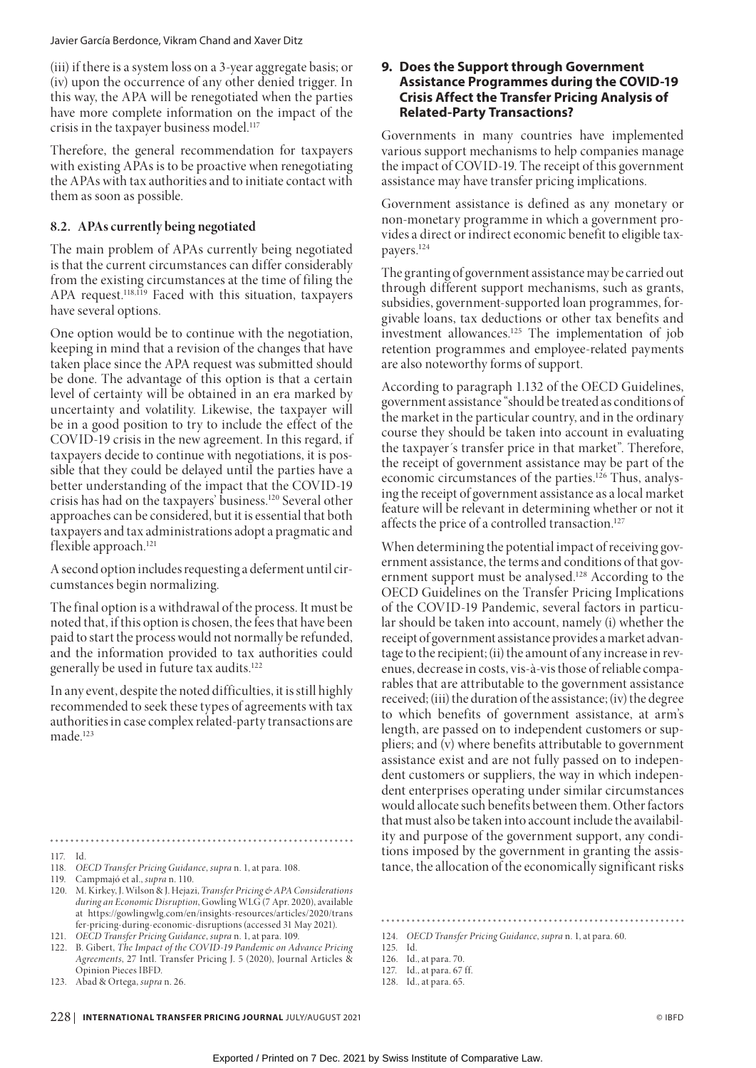(iii) if there is a system loss on a 3-year aggregate basis; or (iv) upon the occurrence of any other denied trigger. In this way, the APA will be renegotiated when the parties have more complete information on the impact of the crisis in the taxpayer business model.[117]

Therefore, the general recommendation for taxpayers with existing APAs is to be proactive when renegotiating the APAs with tax authorities and to initiate contact with them as soon as possible.

### 8.2. APAs currently being negotiated

The main problem of APAs currently being negotiated is that the current circumstances can differ considerably from the existing circumstances at the time of filing the APA request.[118,119] Faced with this situation, taxpayers have several options.

One option would be to continue with the negotiation, keeping in mind that a revision of the changes that have taken place since the APA request was submitted should be done. The advantage of this option is that a certain level of certainty will be obtained in an era marked by uncertainty and volatility. Likewise, the taxpayer will be in a good position to try to include the effect of the COVID-19 crisis in the new agreement. In this regard, if taxpayers decide to continue with negotiations, it is possible that they could be delayed until the parties have a better understanding of the impact that the COVID-19 crisis has had on the taxpayers' business.[120] Several other approaches can be considered, but it is essential that both taxpayers and tax administrations adopt a pragmatic and flexible approach.[121]

A second option includes requesting a deferment until circumstances begin normalizing.

The final option is a withdrawal of the process. It must be noted that, if this option is chosen, the fees that have been paid to start the process would not normally be refunded, and the information provided to tax authorities could generally be used in future tax audits.[122]

In any event, despite the noted difficulties, it is still highly recommended to seek these types of agreements with tax authorities in case complex related-party transactions are made.[123]

## 9. Does the Support through Government Assistance Programmes during the COVID-19 Crisis Affect the Transfer Pricing Analysis of Related-Party Transactions?

Governments in many countries have implemented various support mechanisms to help companies manage the impact of COVID-19. The receipt of this government assistance may have transfer pricing implications.

Government assistance is defined as any monetary or non-monetary programme in which a government provides a direct or indirect economic benefit to eligible taxpayers.[124]

The granting of government assistance may be carried out through different support mechanisms, such as grants, subsidies, government-supported loan programmes, forgivable loans, tax deductions or other tax benefits and investment allowances.[125] The implementation of job retention programmes and employee-related payments are also noteworthy forms of support.

According to paragraph 1.132 of the OECD Guidelines, government assistance "should be treated as conditions of the market in the particular country, and in the ordinary course they should be taken into account in evaluating the taxpayer´s transfer price in that market". Therefore, the receipt of government assistance may be part of the economic circumstances of the parties.[126] Thus, analysing the receipt of government assistance as a local market feature will be relevant in determining whether or not it affects the price of a controlled transaction.[127]

When determining the potential impact of receiving government assistance, the terms and conditions of that government support must be analysed.[128] According to the OECD Guidelines on the Transfer Pricing Implications of the COVID-19 Pandemic, several factors in particular should be taken into account, namely (i) whether the receipt of government assistance provides a market advantage to the recipient; (ii) the amount of any increase in revenues, decrease in costs, vis-à-vis those of reliable comparables that are attributable to the government assistance received; (iii) the duration of the assistance; (iv) the degree to which benefits of government assistance, at arm's length, are passed on to independent customers or suppliers; and (v) where benefits attributable to government assistance exist and are not fully passed on to independent customers or suppliers, the way in which independent enterprises operating under similar circumstances would allocate such benefits between them. Other factors that must also be taken into account include the availability and purpose of the government support, any conditions imposed by the government in granting the assistance, the allocation of the economically significant risks

---

117. Id.
118. *OECD Transfer Pricing Guidance*, *supra* n. 1, at para. 108.
119. Campmajó et al., *supra* n. 110.
120. M. Kirkey, J. Wilson & J. Hejazi, *Transfer Pricing & APA Considerations during an Economic Disruption*, Gowling WLG (7 Apr. 2020), available at https://gowlingwlg.com/en/insights-resources/articles/2020/transfer-pricing-during-economic-disruptions (accessed 31 May 2021).
121. *OECD Transfer Pricing Guidance*, *supra* n. 1, at para. 109.
122. B. Gibert, *The Impact of the COVID-19 Pandemic on Advance Pricing Agreements*, 27 Intl. Transfer Pricing J. 5 (2020), Journal Articles & Opinion Pieces IBFD.
123. Abad & Ortega, *supra* n. 26.
124. *OECD Transfer Pricing Guidance*, *supra* n. 1, at para. 60.
125. Id.
126. Id., at para. 70.
127. Id., at para. 67 ff.
128. Id., at para. 65.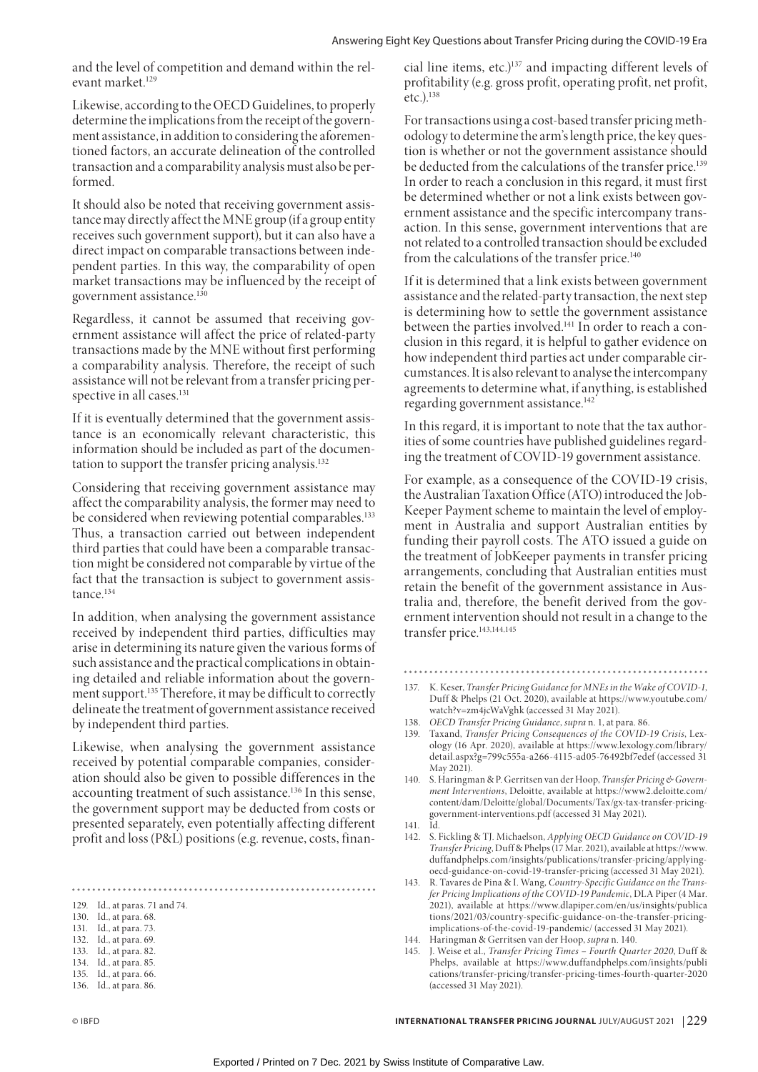and the level of competition and demand within the relevant market.[129]

Likewise, according to the OECD Guidelines, to properly determine the implications from the receipt of the government assistance, in addition to considering the aforementioned factors, an accurate delineation of the controlled transaction and a comparability analysis must also be performed.

It should also be noted that receiving government assistance may directly affect the MNE group (if a group entity receives such government support), but it can also have a direct impact on comparable transactions between independent parties. In this way, the comparability of open market transactions may be influenced by the receipt of government assistance.[130]

Regardless, it cannot be assumed that receiving government assistance will affect the price of related-party transactions made by the MNE without first performing a comparability analysis. Therefore, the receipt of such assistance will not be relevant from a transfer pricing perspective in all cases.[131]

If it is eventually determined that the government assistance is an economically relevant characteristic, this information should be included as part of the documentation to support the transfer pricing analysis.[132]

Considering that receiving government assistance may affect the comparability analysis, the former may need to be considered when reviewing potential comparables.[133] Thus, a transaction carried out between independent third parties that could have been a comparable transaction might be considered not comparable by virtue of the fact that the transaction is subject to government assistance.[134]

In addition, when analysing the government assistance received by independent third parties, difficulties may arise in determining its nature given the various forms of such assistance and the practical complications in obtaining detailed and reliable information about the government support.[135] Therefore, it may be difficult to correctly delineate the treatment of government assistance received by independent third parties.

Likewise, when analysing the government assistance received by potential comparable companies, consideration should also be given to possible differences in the accounting treatment of such assistance.[136] In this sense, the government support may be deducted from costs or presented separately, even potentially affecting different profit and loss (P&L) positions (e.g. revenue, costs, financial line items, etc.)[137] and impacting different levels of profitability (e.g. gross profit, operating profit, net profit, etc.).[138]

For transactions using a cost-based transfer pricing methodology to determine the arm's length price, the key question is whether or not the government assistance should be deducted from the calculations of the transfer price.[139] In order to reach a conclusion in this regard, it must first be determined whether or not a link exists between government assistance and the specific intercompany transaction. In this sense, government interventions that are not related to a controlled transaction should be excluded from the calculations of the transfer price.[140]

If it is determined that a link exists between government assistance and the related-party transaction, the next step is determining how to settle the government assistance between the parties involved.[141] In order to reach a conclusion in this regard, it is helpful to gather evidence on how independent third parties act under comparable circumstances. It is also relevant to analyse the intercompany agreements to determine what, if anything, is established regarding government assistance.[142]

In this regard, it is important to note that the tax authorities of some countries have published guidelines regarding the treatment of COVID-19 government assistance.

For example, as a consequence of the COVID-19 crisis, the Australian Taxation Office (ATO) introduced the JobKeeper Payment scheme to maintain the level of employment in Australia and support Australian entities by funding their payroll costs. The ATO issued a guide on the treatment of JobKeeper payments in transfer pricing arrangements, concluding that Australian entities must retain the benefit of the government assistance in Australia and, therefore, the benefit derived from the government intervention should not result in a change to the transfer price.[143,144,145]

---

129. Id., at paras. 71 and 74.
130. Id., at para. 68.
131. Id., at para. 73.
132. Id., at para. 69.
133. Id., at para. 82.
134. Id., at para. 85.
135. Id., at para. 66.
136. Id., at para. 86.
137. K. Keser, *Transfer Pricing Guidance for MNEs in the Wake of COVID-1*, Duff & Phelps (21 Oct. 2020), available at https://www.youtube.com/watch?v=zm4jcWaVghk (accessed 31 May 2021).
138. *OECD Transfer Pricing Guidance*, *supra* n. 1, at para. 86.
139. Taxand, *Transfer Pricing Consequences of the COVID-19 Crisis*, Lexology (16 Apr. 2020), available at https://www.lexology.com/library/detail.aspx?g=799c555a-a266-4115-ad05-76492bf7edef (accessed 31 May 2021).
140. S. Haringman & P. Gerritsen van der Hoop, *Transfer Pricing & Government Interventions*, Deloitte, available at https://www2.deloitte.com/content/dam/Deloitte/global/Documents/Tax/gx-tax-transfer-pricing-government-interventions.pdf (accessed 31 May 2021).
141. Id.
142. S. Fickling & TJ. Michaelson, *Applying OECD Guidance on COVID-19 Transfer Pricing*, Duff & Phelps (17 Mar. 2021), available at https://www.duffandphelps.com/insights/publications/transfer-pricing/applying-oecd-guidance-on-covid-19-transfer-pricing (accessed 31 May 2021).
143. R. Tavares de Pina & I. Wang, *Country-Specific Guidance on the Transfer Pricing Implications of the COVID-19 Pandemic*, DLA Piper (4 Mar. 2021), available at https://www.dlapiper.com/en/us/insights/publications/2021/03/country-specific-guidance-on-the-transfer-pricing-implications-of-the-covid-19-pandemic/ (accessed 31 May 2021).
144. Haringman & Gerritsen van der Hoop, *supra* n. 140.
145. J. Weise et al., *Transfer Pricing Times – Fourth Quarter 2020*, Duff & Phelps, available at https://www.duffandphelps.com/insights/publications/transfer-pricing/transfer-pricing-times-fourth-quarter-2020 (accessed 31 May 2021).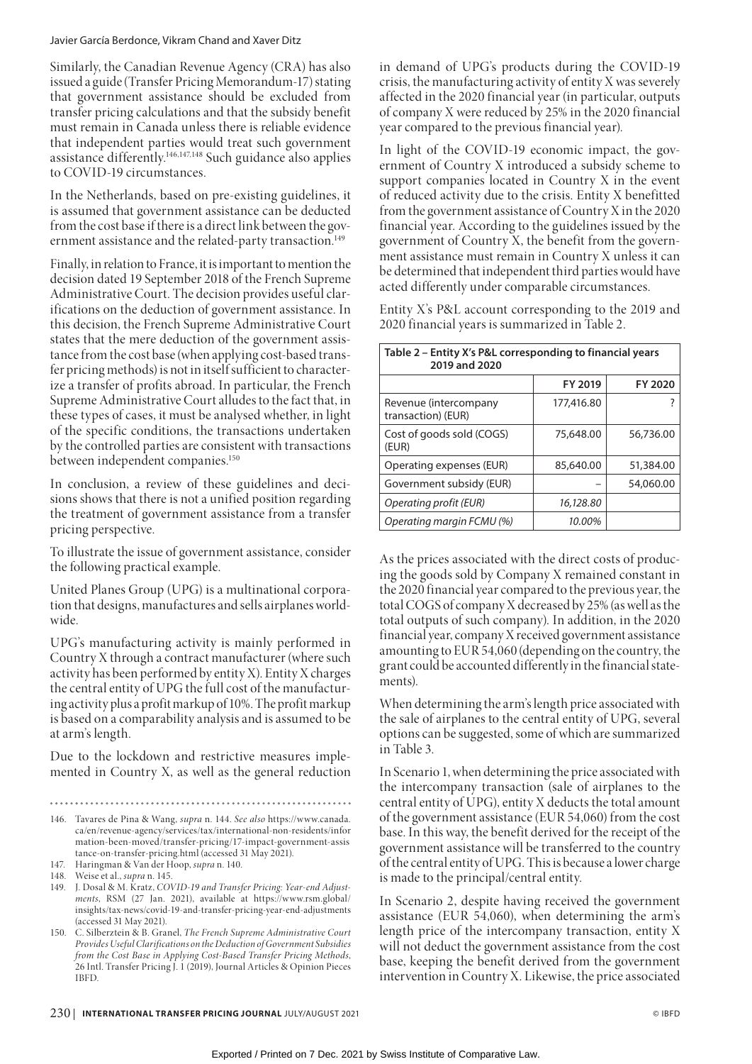Similarly, the Canadian Revenue Agency (CRA) has also issued a guide (Transfer Pricing Memorandum-17) stating that government assistance should be excluded from transfer pricing calculations and that the subsidy benefit must remain in Canada unless there is reliable evidence that independent parties would treat such government assistance differently.[146,147,148] Such guidance also applies to COVID-19 circumstances.

In the Netherlands, based on pre-existing guidelines, it is assumed that government assistance can be deducted from the cost base if there is a direct link between the government assistance and the related-party transaction.[149]

Finally, in relation to France, it is important to mention the decision dated 19 September 2018 of the French Supreme Administrative Court. The decision provides useful clarifications on the deduction of government assistance. In this decision, the French Supreme Administrative Court states that the mere deduction of the government assistance from the cost base (when applying cost-based transfer pricing methods) is not in itself sufficient to characterize a transfer of profits abroad. In particular, the French Supreme Administrative Court alludes to the fact that, in these types of cases, it must be analysed whether, in light of the specific conditions, the transactions undertaken by the controlled parties are consistent with transactions between independent companies.[150]

In conclusion, a review of these guidelines and decisions shows that there is not a unified position regarding the treatment of government assistance from a transfer pricing perspective.

To illustrate the issue of government assistance, consider the following practical example.

United Planes Group (UPG) is a multinational corporation that designs, manufactures and sells airplanes worldwide.

UPG's manufacturing activity is mainly performed in Country X through a contract manufacturer (where such activity has been performed by entity X). Entity X charges the central entity of UPG the full cost of the manufacturing activity plus a profit markup of 10%. The profit markup is based on a comparability analysis and is assumed to be at arm's length.

Due to the lockdown and restrictive measures implemented in Country X, as well as the general reduction in demand of UPG's products during the COVID-19 crisis, the manufacturing activity of entity X was severely affected in the 2020 financial year (in particular, outputs of company X were reduced by 25% in the 2020 financial year compared to the previous financial year).

In light of the COVID-19 economic impact, the government of Country X introduced a subsidy scheme to support companies located in Country X in the event of reduced activity due to the crisis. Entity X benefitted from the government assistance of Country X in the 2020 financial year. According to the guidelines issued by the government of Country X, the benefit from the government assistance must remain in Country X unless it can be determined that independent third parties would have acted differently under comparable circumstances.

Entity X's P&L account corresponding to the 2019 and 2020 financial years is summarized in Table 2.

**Table 2 – Entity X's P&L corresponding to financial years 2019 and 2020**

| | FY 2019 | FY 2020 |
|---|---|---|
| Revenue (intercompany transaction) (EUR) | 177,416.80 | ? |
| Cost of goods sold (COGS) (EUR) | 75,648.00 | 56,736.00 |
| Operating expenses (EUR) | 85,640.00 | 51,384.00 |
| Government subsidy (EUR) | – | 54,060.00 |
| *Operating profit (EUR)* | *16,128.80* | |
| *Operating margin FCMU (%)* | *10.00%* | |

As the prices associated with the direct costs of producing the goods sold by Company X remained constant in the 2020 financial year compared to the previous year, the total COGS of company X decreased by 25% (as well as the total outputs of such company). In addition, in the 2020 financial year, company X received government assistance amounting to EUR 54,060 (depending on the country, the grant could be accounted differently in the financial statements).

When determining the arm's length price associated with the sale of airplanes to the central entity of UPG, several options can be suggested, some of which are summarized in Table 3.

In Scenario 1, when determining the price associated with the intercompany transaction (sale of airplanes to the central entity of UPG), entity X deducts the total amount of the government assistance (EUR 54,060) from the cost base. In this way, the benefit derived for the receipt of the government assistance will be transferred to the country of the central entity of UPG. This is because a lower charge is made to the principal/central entity.

In Scenario 2, despite having received the government assistance (EUR 54,060), when determining the arm's length price of the intercompany transaction, entity X will not deduct the government assistance from the cost base, keeping the benefit derived from the government intervention in Country X. Likewise, the price associated

146. Tavares de Pina & Wang, *supra* n. 144. *See also* https://www.canada.ca/en/revenue-agency/services/tax/international-non-residents/information-been-moved/transfer-pricing/17-impact-government-assistance-on-transfer-pricing.html (accessed 31 May 2021).
147. Haringman & Van der Hoop, *supra* n. 140.
148. Weise et al., *supra* n. 145.
149. J. Dosal & M. Kratz, *COVID-19 and Transfer Pricing: Year-end Adjustments*, RSM (27 Jan. 2021), available at https://www.rsm.global/insights/tax-news/covid-19-and-transfer-pricing-year-end-adjustments (accessed 31 May 2021).
150. C. Silberztein & B. Granel, *The French Supreme Administrative Court Provides Useful Clarifications on the Deduction of Government Subsidies from the Cost Base in Applying Cost-Based Transfer Pricing Methods*, 26 Intl. Transfer Pricing J. 1 (2019), Journal Articles & Opinion Pieces IBFD.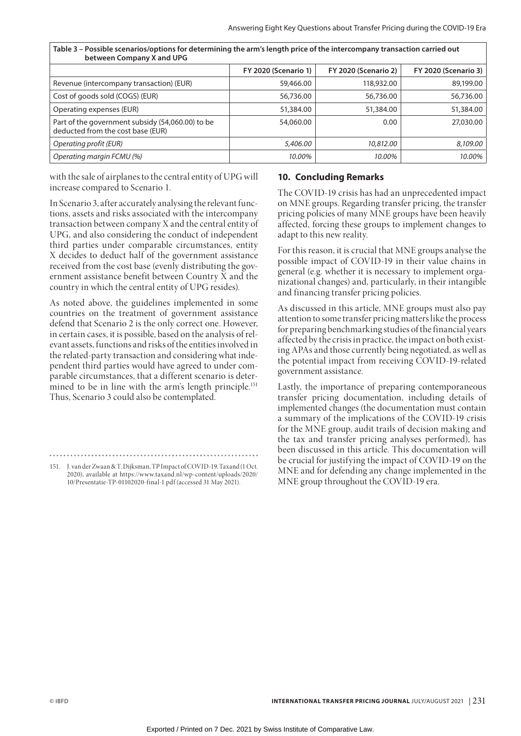**Table 3 – Possible scenarios/options for determining the arm's length price of the intercompany transaction carried out between Company X and UPG**

| | FY 2020 (Scenario 1) | FY 2020 (Scenario 2) | FY 2020 (Scenario 3) |
|---|---|---|---|
| Revenue (intercompany transaction) (EUR) | 59,466.00 | 118,932.00 | 89,199.00 |
| Cost of goods sold (COGS) (EUR) | 56,736.00 | 56,736.00 | 56,736.00 |
| Operating expenses (EUR) | 51,384.00 | 51,384.00 | 51,384.00 |
| Part of the government subsidy (54,060.00) to be deducted from the cost base (EUR) | 54,060.00 | 0.00 | 27,030.00 |
| *Operating profit (EUR)* | *5,406.00* | *10,812.00* | *8,109.00* |
| *Operating margin FCMU (%)* | *10.00%* | *10.00%* | *10.00%* |

with the sale of airplanes to the central entity of UPG will increase compared to Scenario 1.

In Scenario 3, after accurately analysing the relevant functions, assets and risks associated with the intercompany transaction between company X and the central entity of UPG, and also considering the conduct of independent third parties under comparable circumstances, entity X decides to deduct half of the government assistance received from the cost base (evenly distributing the government assistance benefit between Country X and the country in which the central entity of UPG resides).

As noted above, the guidelines implemented in some countries on the treatment of government assistance defend that Scenario 2 is the only correct one. However, in certain cases, it is possible, based on the analysis of relevant assets, functions and risks of the entities involved in the related-party transaction and considering what independent third parties would have agreed to under comparable circumstances, that a different scenario is determined to be in line with the arm's length principle.[151] Thus, Scenario 3 could also be contemplated.

151. J. van der Zwaan & T. Dijksman, TP Impact of COVID-19, Taxand (1 Oct. 2020), available at https://www.taxand.nl/wp-content/uploads/2020/10/Presentatie-TP-01102020-final-1.pdf (accessed 31 May 2021).

## 10. Concluding Remarks

The COVID-19 crisis has had an unprecedented impact on MNE groups. Regarding transfer pricing, the transfer pricing policies of many MNE groups have been heavily affected, forcing these groups to implement changes to adapt to this new reality.

For this reason, it is crucial that MNE groups analyse the possible impact of COVID-19 in their value chains in general (e.g. whether it is necessary to implement organizational changes) and, particularly, in their intangible and financing transfer pricing policies.

As discussed in this article, MNE groups must also pay attention to some transfer pricing matters like the process for preparing benchmarking studies of the financial years affected by the crisis in practice, the impact on both existing APAs and those currently being negotiated, as well as the potential impact from receiving COVID-19-related government assistance.

Lastly, the importance of preparing contemporaneous transfer pricing documentation, including details of implemented changes (the documentation must contain a summary of the implications of the COVID-19 crisis for the MNE group, audit trails of decision making and the tax and transfer pricing analyses performed), has been discussed in this article. This documentation will be crucial for justifying the impact of COVID-19 on the MNE and for defending any change implemented in the MNE group throughout the COVID-19 era.